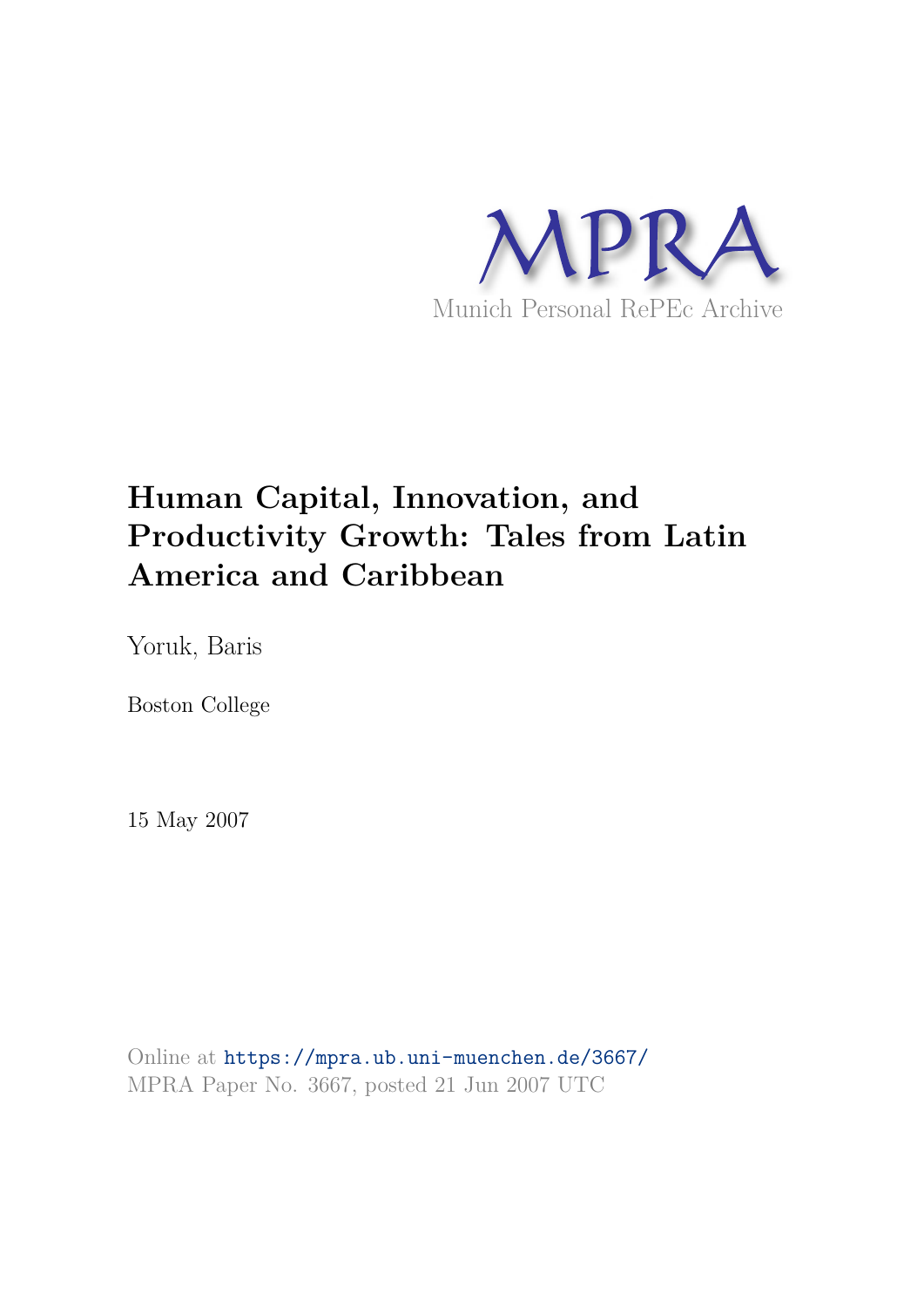MPRA

Munich Personal RePEc Archive

# Human Capital, Innovation, and Productivity Growth: Tales from Latin America and Caribbean

Yoruk, Baris

Boston College

15 May 2007

Online at https://mpra.ub.uni-muenchen.de/3667/
MPRA Paper No. 3667, posted 21 Jun 2007 UTC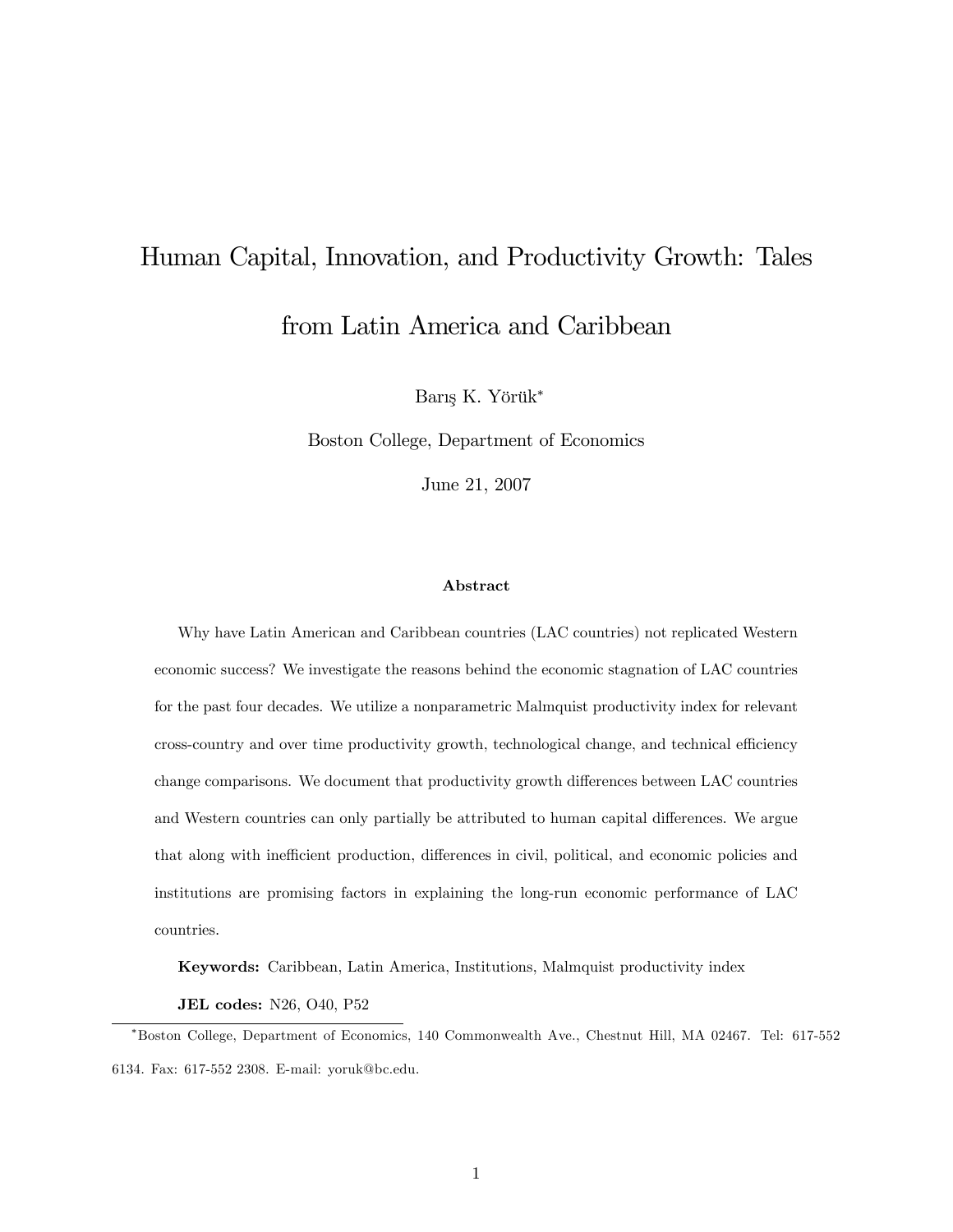# Human Capital, Innovation, and Productivity Growth: Tales from Latin America and Caribbean

Barış K. Yörük*

Boston College, Department of Economics

June 21, 2007

### Abstract

Why have Latin American and Caribbean countries (LAC countries) not replicated Western economic success? We investigate the reasons behind the economic stagnation of LAC countries for the past four decades. We utilize a nonparametric Malmquist productivity index for relevant cross-country and over time productivity growth, technological change, and technical efficiency change comparisons. We document that productivity growth differences between LAC countries and Western countries can only partially be attributed to human capital differences. We argue that along with inefficient production, differences in civil, political, and economic policies and institutions are promising factors in explaining the long-run economic performance of LAC countries.

**Keywords:** Caribbean, Latin America, Institutions, Malmquist productivity index

**JEL codes:** N26, O40, P52

---

*Boston College, Department of Economics, 140 Commonwealth Ave., Chestnut Hill, MA 02467. Tel: 617-552 6134. Fax: 617-552 2308. E-mail: yoruk@bc.edu.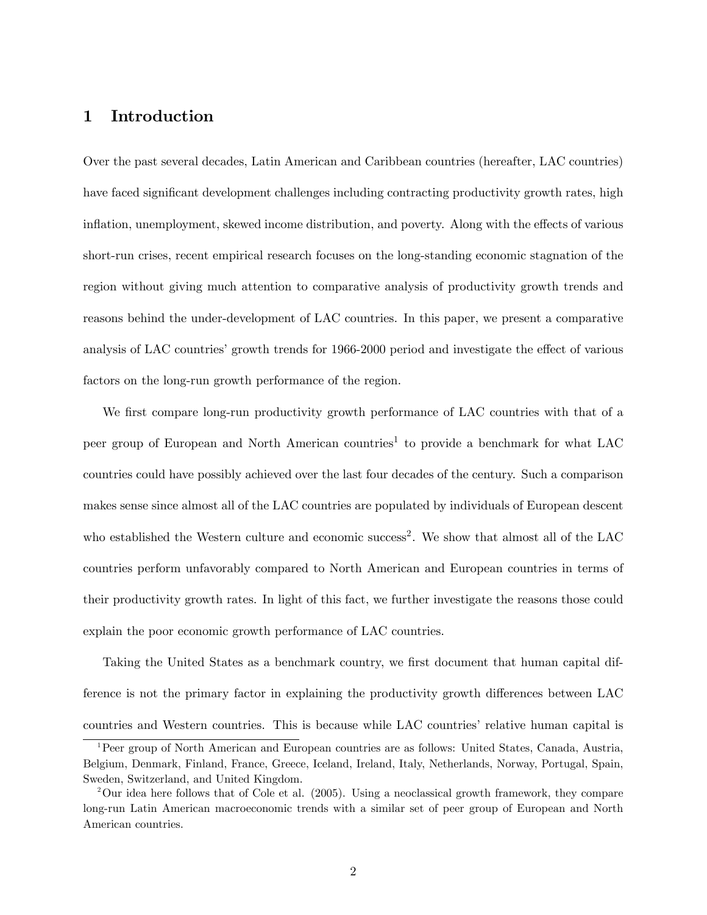# 1 Introduction

Over the past several decades, Latin American and Caribbean countries (hereafter, LAC countries) have faced significant development challenges including contracting productivity growth rates, high inflation, unemployment, skewed income distribution, and poverty. Along with the effects of various short-run crises, recent empirical research focuses on the long-standing economic stagnation of the region without giving much attention to comparative analysis of productivity growth trends and reasons behind the under-development of LAC countries. In this paper, we present a comparative analysis of LAC countries' growth trends for 1966-2000 period and investigate the effect of various factors on the long-run growth performance of the region.

We first compare long-run productivity growth performance of LAC countries with that of a peer group of European and North American countries[1] to provide a benchmark for what LAC countries could have possibly achieved over the last four decades of the century. Such a comparison makes sense since almost all of the LAC countries are populated by individuals of European descent who established the Western culture and economic success[2]. We show that almost all of the LAC countries perform unfavorably compared to North American and European countries in terms of their productivity growth rates. In light of this fact, we further investigate the reasons those could explain the poor economic growth performance of LAC countries.

Taking the United States as a benchmark country, we first document that human capital difference is not the primary factor in explaining the productivity growth differences between LAC countries and Western countries. This is because while LAC countries' relative human capital is

[1] Peer group of North American and European countries are as follows: United States, Canada, Austria, Belgium, Denmark, Finland, France, Greece, Iceland, Ireland, Italy, Netherlands, Norway, Portugal, Spain, Sweden, Switzerland, and United Kingdom.

[2] Our idea here follows that of Cole et al. (2005). Using a neoclassical growth framework, they compare long-run Latin American macroeconomic trends with a similar set of peer group of European and North American countries.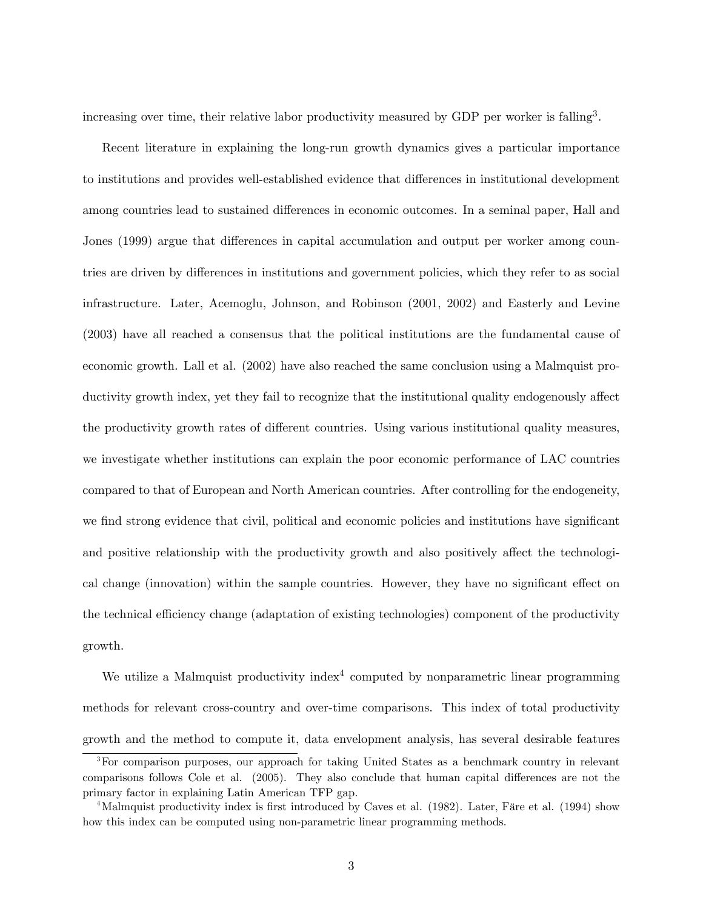increasing over time, their relative labor productivity measured by GDP per worker is falling[3].

Recent literature in explaining the long-run growth dynamics gives a particular importance to institutions and provides well-established evidence that differences in institutional development among countries lead to sustained differences in economic outcomes. In a seminal paper, Hall and Jones (1999) argue that differences in capital accumulation and output per worker among countries are driven by differences in institutions and government policies, which they refer to as social infrastructure. Later, Acemoglu, Johnson, and Robinson (2001, 2002) and Easterly and Levine (2003) have all reached a consensus that the political institutions are the fundamental cause of economic growth. Lall et al. (2002) have also reached the same conclusion using a Malmquist productivity growth index, yet they fail to recognize that the institutional quality endogenously affect the productivity growth rates of different countries. Using various institutional quality measures, we investigate whether institutions can explain the poor economic performance of LAC countries compared to that of European and North American countries. After controlling for the endogeneity, we find strong evidence that civil, political and economic policies and institutions have significant and positive relationship with the productivity growth and also positively affect the technological change (innovation) within the sample countries. However, they have no significant effect on the technical efficiency change (adaptation of existing technologies) component of the productivity growth.

We utilize a Malmquist productivity index[4] computed by nonparametric linear programming methods for relevant cross-country and over-time comparisons. This index of total productivity growth and the method to compute it, data envelopment analysis, has several desirable features

[3] For comparison purposes, our approach for taking United States as a benchmark country in relevant comparisons follows Cole et al. (2005). They also conclude that human capital differences are not the primary factor in explaining Latin American TFP gap.

[4] Malmquist productivity index is first introduced by Caves et al. (1982). Later, Färe et al. (1994) show how this index can be computed using non-parametric linear programming methods.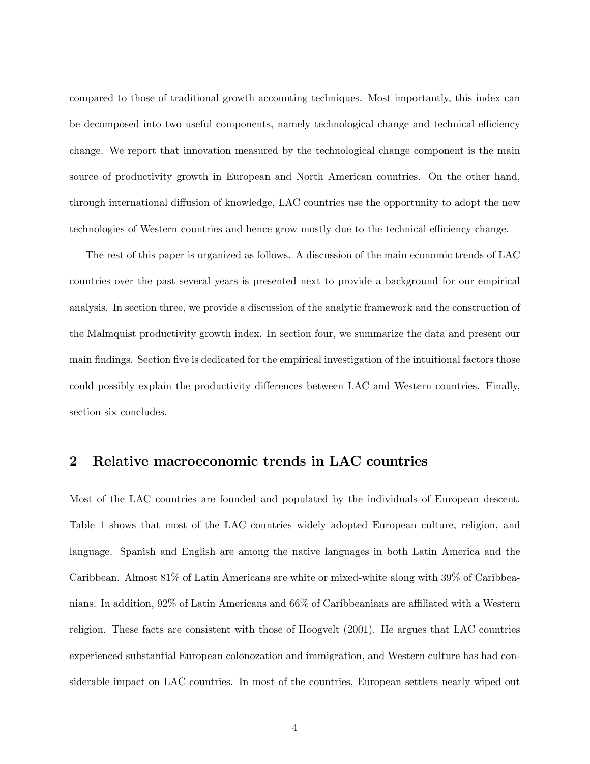compared to those of traditional growth accounting techniques. Most importantly, this index can be decomposed into two useful components, namely technological change and technical efficiency change. We report that innovation measured by the technological change component is the main source of productivity growth in European and North American countries. On the other hand, through international diffusion of knowledge, LAC countries use the opportunity to adopt the new technologies of Western countries and hence grow mostly due to the technical efficiency change.

The rest of this paper is organized as follows. A discussion of the main economic trends of LAC countries over the past several years is presented next to provide a background for our empirical analysis. In section three, we provide a discussion of the analytic framework and the construction of the Malmquist productivity growth index. In section four, we summarize the data and present our main findings. Section five is dedicated for the empirical investigation of the intuitional factors those could possibly explain the productivity differences between LAC and Western countries. Finally, section six concludes.

## 2 Relative macroeconomic trends in LAC countries

Most of the LAC countries are founded and populated by the individuals of European descent. Table 1 shows that most of the LAC countries widely adopted European culture, religion, and language. Spanish and English are among the native languages in both Latin America and the Caribbean. Almost 81% of Latin Americans are white or mixed-white along with 39% of Caribbeanians. In addition, 92% of Latin Americans and 66% of Caribbeanians are affiliated with a Western religion. These facts are consistent with those of Hoogvelt (2001). He argues that LAC countries experienced substantial European colonozation and immigration, and Western culture has had considerable impact on LAC countries. In most of the countries, European settlers nearly wiped out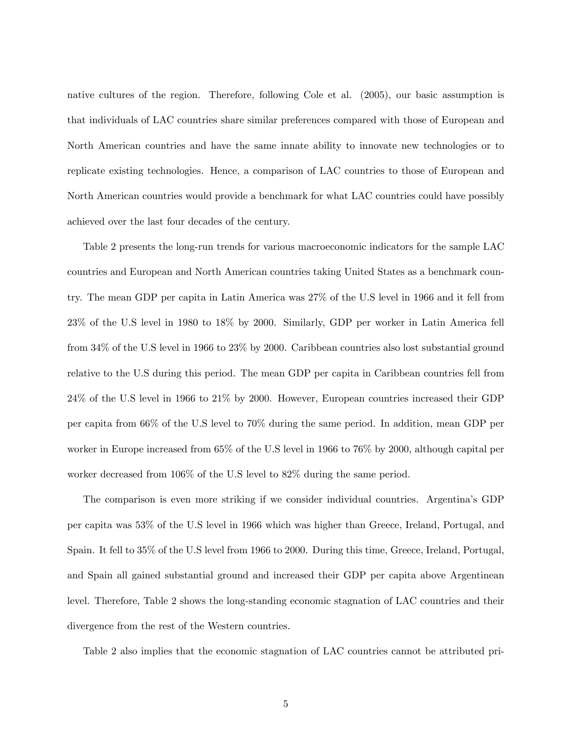native cultures of the region. Therefore, following Cole et al. (2005), our basic assumption is that individuals of LAC countries share similar preferences compared with those of European and North American countries and have the same innate ability to innovate new technologies or to replicate existing technologies. Hence, a comparison of LAC countries to those of European and North American countries would provide a benchmark for what LAC countries could have possibly achieved over the last four decades of the century.

Table 2 presents the long-run trends for various macroeconomic indicators for the sample LAC countries and European and North American countries taking United States as a benchmark country. The mean GDP per capita in Latin America was 27% of the U.S level in 1966 and it fell from 23% of the U.S level in 1980 to 18% by 2000. Similarly, GDP per worker in Latin America fell from 34% of the U.S level in 1966 to 23% by 2000. Caribbean countries also lost substantial ground relative to the U.S during this period. The mean GDP per capita in Caribbean countries fell from 24% of the U.S level in 1966 to 21% by 2000. However, European countries increased their GDP per capita from 66% of the U.S level to 70% during the same period. In addition, mean GDP per worker in Europe increased from 65% of the U.S level in 1966 to 76% by 2000, although capital per worker decreased from 106% of the U.S level to 82% during the same period.

The comparison is even more striking if we consider individual countries. Argentina's GDP per capita was 53% of the U.S level in 1966 which was higher than Greece, Ireland, Portugal, and Spain. It fell to 35% of the U.S level from 1966 to 2000. During this time, Greece, Ireland, Portugal, and Spain all gained substantial ground and increased their GDP per capita above Argentinean level. Therefore, Table 2 shows the long-standing economic stagnation of LAC countries and their divergence from the rest of the Western countries.

Table 2 also implies that the economic stagnation of LAC countries cannot be attributed pri-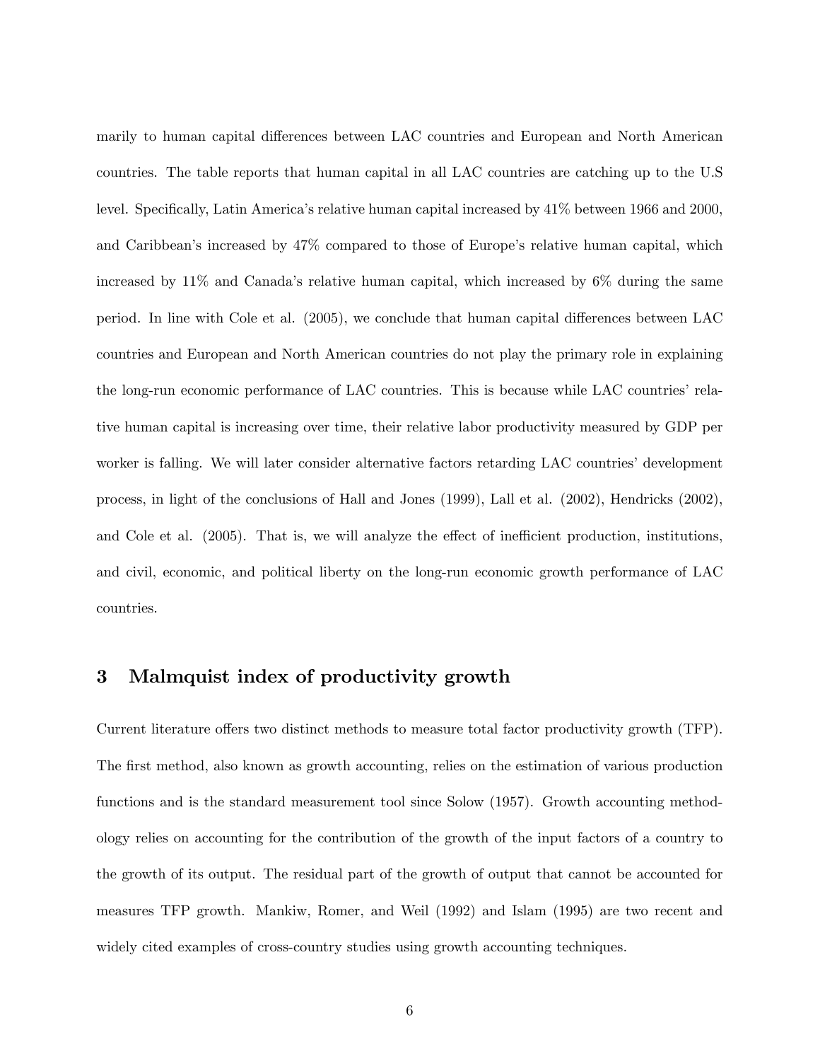marily to human capital differences between LAC countries and European and North American countries. The table reports that human capital in all LAC countries are catching up to the U.S level. Specifically, Latin America's relative human capital increased by 41% between 1966 and 2000, and Caribbean's increased by 47% compared to those of Europe's relative human capital, which increased by 11% and Canada's relative human capital, which increased by 6% during the same period. In line with Cole et al. (2005), we conclude that human capital differences between LAC countries and European and North American countries do not play the primary role in explaining the long-run economic performance of LAC countries. This is because while LAC countries' relative human capital is increasing over time, their relative labor productivity measured by GDP per worker is falling. We will later consider alternative factors retarding LAC countries' development process, in light of the conclusions of Hall and Jones (1999), Lall et al. (2002), Hendricks (2002), and Cole et al. (2005). That is, we will analyze the effect of inefficient production, institutions, and civil, economic, and political liberty on the long-run economic growth performance of LAC countries.

## 3 Malmquist index of productivity growth

Current literature offers two distinct methods to measure total factor productivity growth (TFP). The first method, also known as growth accounting, relies on the estimation of various production functions and is the standard measurement tool since Solow (1957). Growth accounting methodology relies on accounting for the contribution of the growth of the input factors of a country to the growth of its output. The residual part of the growth of output that cannot be accounted for measures TFP growth. Mankiw, Romer, and Weil (1992) and Islam (1995) are two recent and widely cited examples of cross-country studies using growth accounting techniques.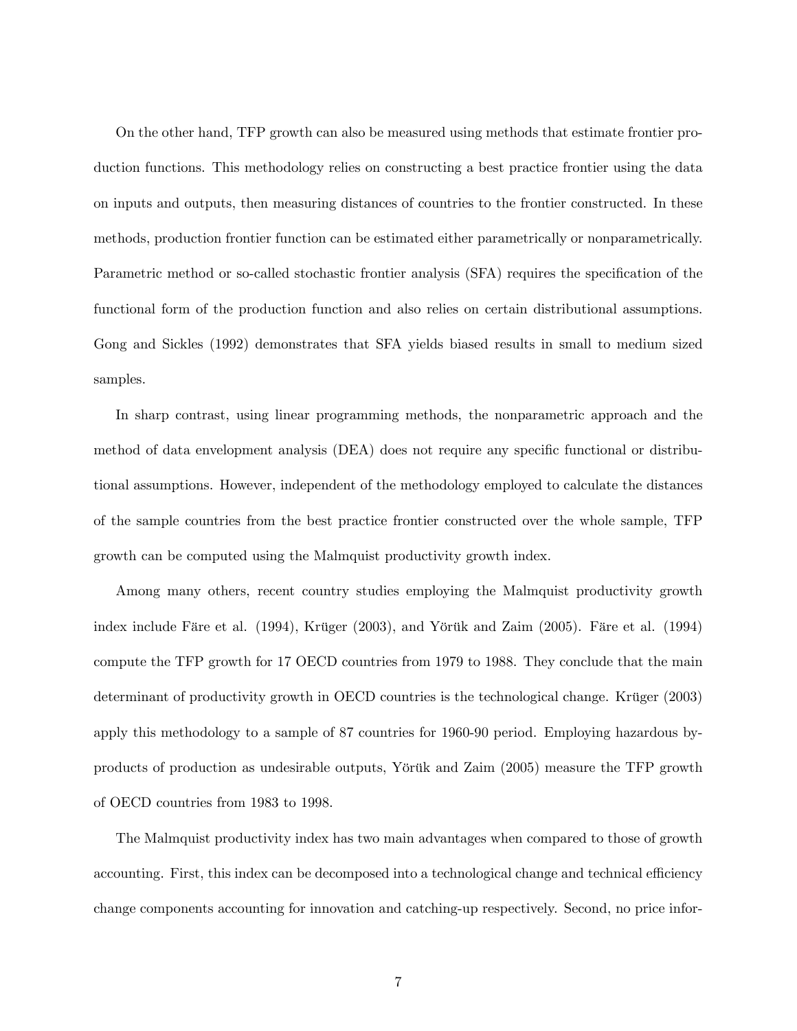On the other hand, TFP growth can also be measured using methods that estimate frontier production functions. This methodology relies on constructing a best practice frontier using the data on inputs and outputs, then measuring distances of countries to the frontier constructed. In these methods, production frontier function can be estimated either parametrically or nonparametrically. Parametric method or so-called stochastic frontier analysis (SFA) requires the specification of the functional form of the production function and also relies on certain distributional assumptions. Gong and Sickles (1992) demonstrates that SFA yields biased results in small to medium sized samples.

In sharp contrast, using linear programming methods, the nonparametric approach and the method of data envelopment analysis (DEA) does not require any specific functional or distributional assumptions. However, independent of the methodology employed to calculate the distances of the sample countries from the best practice frontier constructed over the whole sample, TFP growth can be computed using the Malmquist productivity growth index.

Among many others, recent country studies employing the Malmquist productivity growth index include Färe et al. (1994), Krüger (2003), and Yörük and Zaim (2005). Färe et al. (1994) compute the TFP growth for 17 OECD countries from 1979 to 1988. They conclude that the main determinant of productivity growth in OECD countries is the technological change. Krüger (2003) apply this methodology to a sample of 87 countries for 1960-90 period. Employing hazardous by-products of production as undesirable outputs, Yörük and Zaim (2005) measure the TFP growth of OECD countries from 1983 to 1998.

The Malmquist productivity index has two main advantages when compared to those of growth accounting. First, this index can be decomposed into a technological change and technical efficiency change components accounting for innovation and catching-up respectively. Second, no price infor-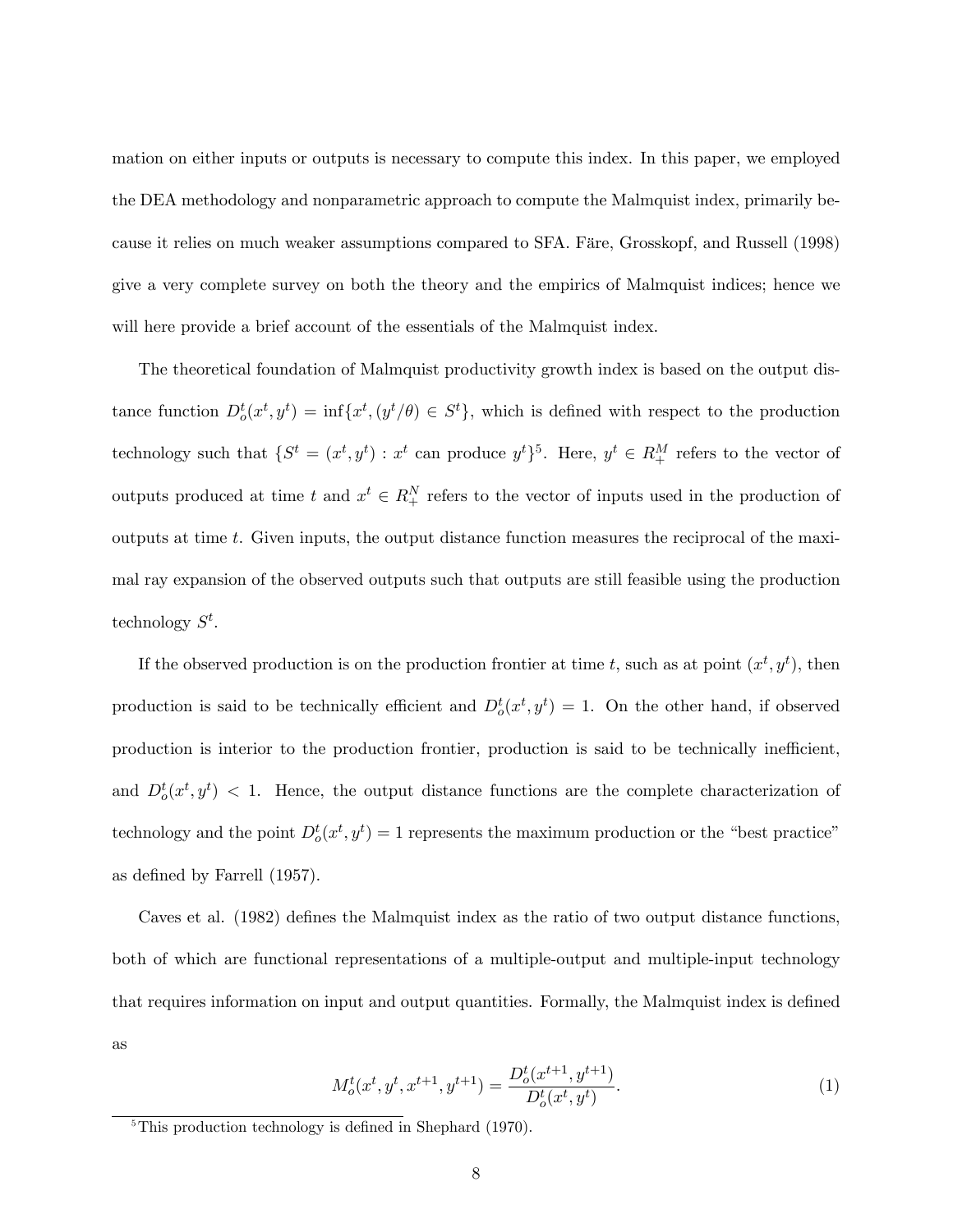mation on either inputs or outputs is necessary to compute this index. In this paper, we employed the DEA methodology and nonparametric approach to compute the Malmquist index, primarily because it relies on much weaker assumptions compared to SFA. Färe, Grosskopf, and Russell (1998) give a very complete survey on both the theory and the empirics of Malmquist indices; hence we will here provide a brief account of the essentials of the Malmquist index.

The theoretical foundation of Malmquist productivity growth index is based on the output distance function $D_o^t(x^t, y^t) = \inf\{x^t, (y^t/\theta) \in S^t\}$, which is defined with respect to the production technology such that $\{S^t = (x^t, y^t) : x^t \text{ can produce } y^t\}$[5]. Here, $y^t \in R_+^M$ refers to the vector of outputs produced at time $t$ and $x^t \in R_+^N$ refers to the vector of inputs used in the production of outputs at time $t$. Given inputs, the output distance function measures the reciprocal of the maximal ray expansion of the observed outputs such that outputs are still feasible using the production technology $S^t$.

If the observed production is on the production frontier at time $t$, such as at point $(x^t, y^t)$, then production is said to be technically efficient and $D_o^t(x^t, y^t) = 1$. On the other hand, if observed production is interior to the production frontier, production is said to be technically inefficient, and $D_o^t(x^t, y^t) < 1$. Hence, the output distance functions are the complete characterization of technology and the point $D_o^t(x^t, y^t) = 1$ represents the maximum production or the "best practice" as defined by Farrell (1957).

Caves et al. (1982) defines the Malmquist index as the ratio of two output distance functions, both of which are functional representations of a multiple-output and multiple-input technology that requires information on input and output quantities. Formally, the Malmquist index is defined as

$$M_o^t(x^t, y^t, x^{t+1}, y^{t+1}) = \frac{D_o^t(x^{t+1}, y^{t+1})}{D_o^t(x^t, y^t)}. \tag{1}$$

[5] This production technology is defined in Shephard (1970).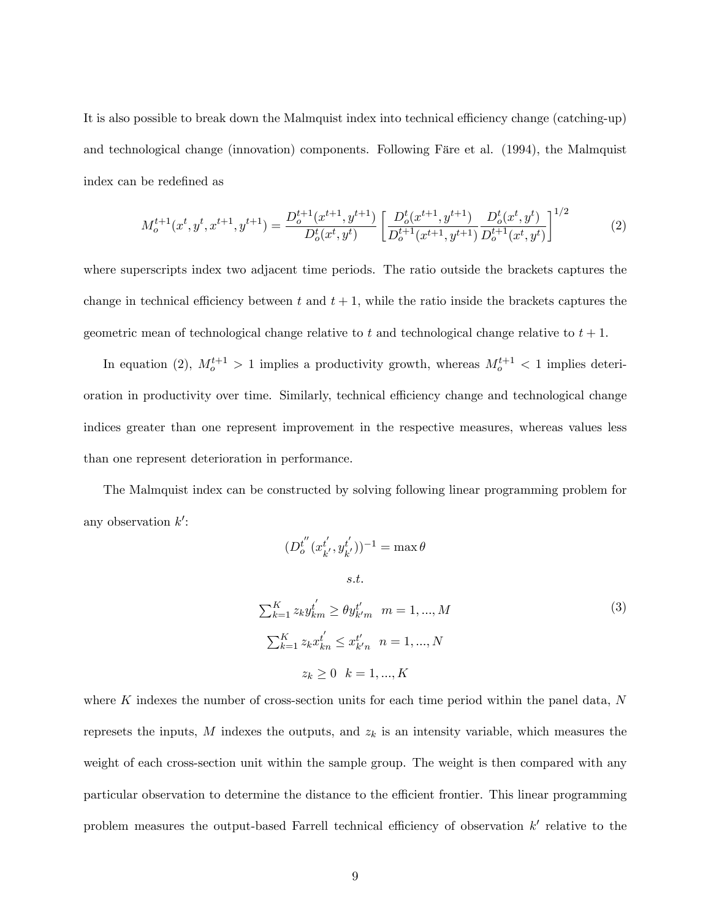It is also possible to break down the Malmquist index into technical efficiency change (catching-up) and technological change (innovation) components. Following Färe et al. (1994), the Malmquist index can be redefined as

$$M_o^{t+1}(x^t, y^t, x^{t+1}, y^{t+1}) = \frac{D_o^{t+1}(x^{t+1}, y^{t+1})}{D_o^t(x^t, y^t)} \left[ \frac{D_o^t(x^{t+1}, y^{t+1})}{D_o^{t+1}(x^{t+1}, y^{t+1})} \frac{D_o^t(x^t, y^t)}{D_o^{t+1}(x^t, y^t)} \right]^{1/2} \tag{2}$$

where superscripts index two adjacent time periods. The ratio outside the brackets captures the change in technical efficiency between $t$ and $t+1$, while the ratio inside the brackets captures the geometric mean of technological change relative to $t$ and technological change relative to $t+1$.

In equation (2), $M_o^{t+1} > 1$ implies a productivity growth, whereas $M_o^{t+1} < 1$ implies deterioration in productivity over time. Similarly, technical efficiency change and technological change indices greater than one represent improvement in the respective measures, whereas values less than one represent deterioration in performance.

The Malmquist index can be constructed by solving following linear programming problem for any observation $k'$:

$$\begin{aligned}
(D_o^{t''}(x_{k'}^{t'}, y_{k'}^{t'}))^{-1} &= \max \theta \\
& s.t. \\
\textstyle\sum_{k=1}^{K} z_k y_{km}^{t'} &\geq \theta y_{k'm}^{t'} \quad m = 1, ..., M \\
\textstyle\sum_{k=1}^{K} z_k x_{kn}^{t'} &\leq x_{k'n}^{t'} \quad n = 1, ..., N \\
z_k &\geq 0 \quad k = 1, ..., K
\end{aligned} \tag{3}$$

where $K$ indexes the number of cross-section units for each time period within the panel data, $N$ represets the inputs, $M$ indexes the outputs, and $z_k$ is an intensity variable, which measures the weight of each cross-section unit within the sample group. The weight is then compared with any particular observation to determine the distance to the efficient frontier. This linear programming problem measures the output-based Farrell technical efficiency of observation $k'$ relative to the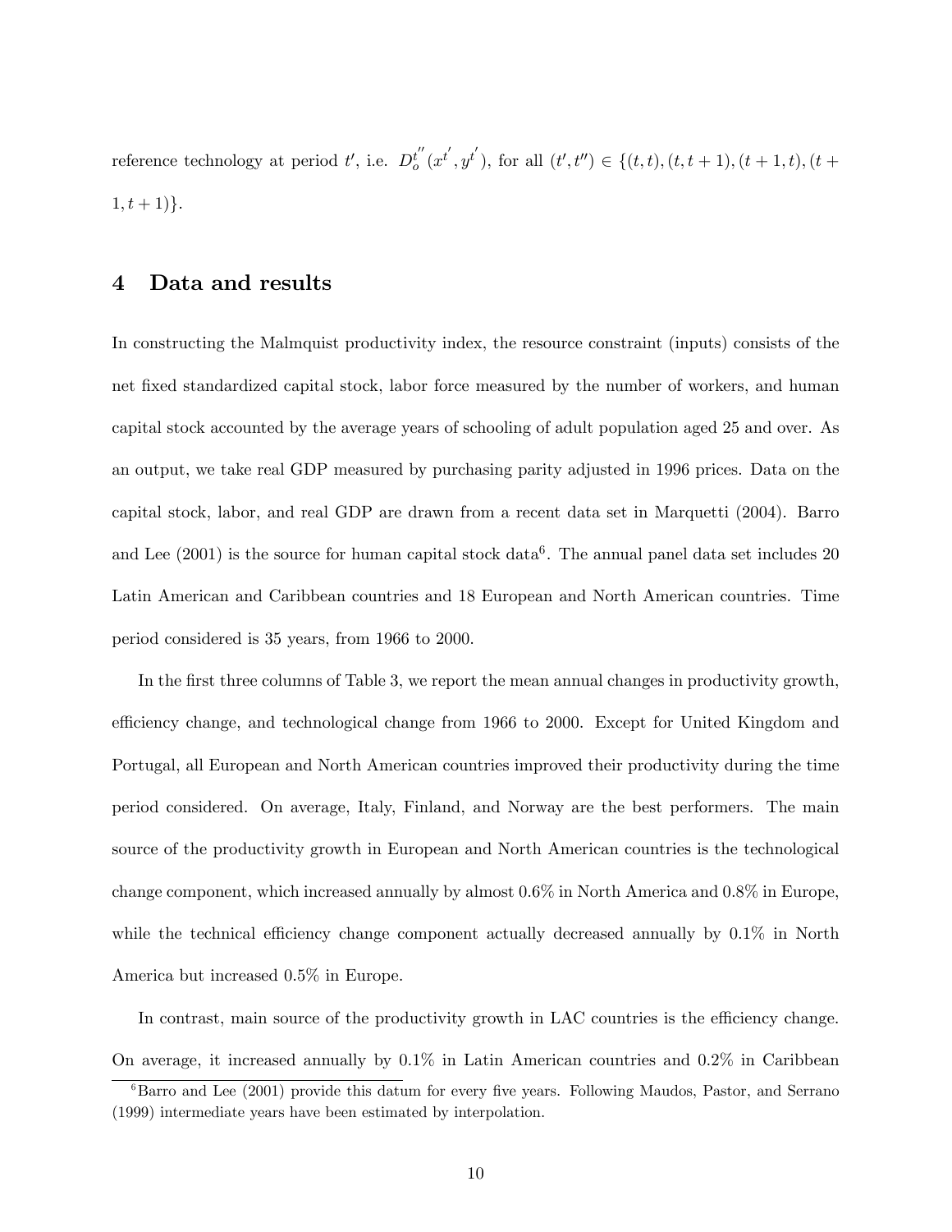reference technology at period $t'$, i.e. $D_o^{t''}(x^{t'}, y^{t'})$, for all $(t', t'') \in \{(t,t), (t,t+1), (t+1,t), (t+1,t+1)\}$.

## 4 Data and results

In constructing the Malmquist productivity index, the resource constraint (inputs) consists of the net fixed standardized capital stock, labor force measured by the number of workers, and human capital stock accounted by the average years of schooling of adult population aged 25 and over. As an output, we take real GDP measured by purchasing parity adjusted in 1996 prices. Data on the capital stock, labor, and real GDP are drawn from a recent data set in Marquetti (2004). Barro and Lee (2001) is the source for human capital stock data[6]. The annual panel data set includes 20 Latin American and Caribbean countries and 18 European and North American countries. Time period considered is 35 years, from 1966 to 2000.

In the first three columns of Table 3, we report the mean annual changes in productivity growth, efficiency change, and technological change from 1966 to 2000. Except for United Kingdom and Portugal, all European and North American countries improved their productivity during the time period considered. On average, Italy, Finland, and Norway are the best performers. The main source of the productivity growth in European and North American countries is the technological change component, which increased annually by almost 0.6% in North America and 0.8% in Europe, while the technical efficiency change component actually decreased annually by 0.1% in North America but increased 0.5% in Europe.

In contrast, main source of the productivity growth in LAC countries is the efficiency change. On average, it increased annually by 0.1% in Latin American countries and 0.2% in Caribbean

[6] Barro and Lee (2001) provide this datum for every five years. Following Maudos, Pastor, and Serrano (1999) intermediate years have been estimated by interpolation.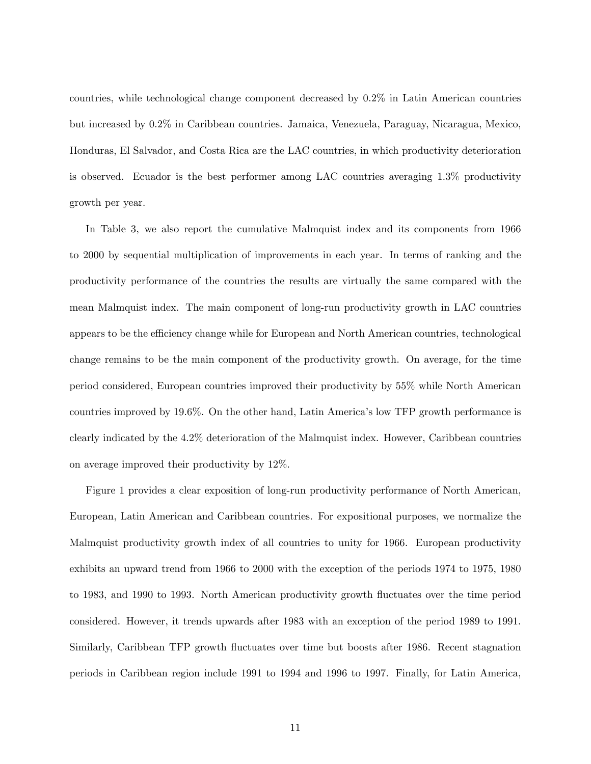countries, while technological change component decreased by 0.2% in Latin American countries but increased by 0.2% in Caribbean countries. Jamaica, Venezuela, Paraguay, Nicaragua, Mexico, Honduras, El Salvador, and Costa Rica are the LAC countries, in which productivity deterioration is observed. Ecuador is the best performer among LAC countries averaging 1.3% productivity growth per year.

In Table 3, we also report the cumulative Malmquist index and its components from 1966 to 2000 by sequential multiplication of improvements in each year. In terms of ranking and the productivity performance of the countries the results are virtually the same compared with the mean Malmquist index. The main component of long-run productivity growth in LAC countries appears to be the efficiency change while for European and North American countries, technological change remains to be the main component of the productivity growth. On average, for the time period considered, European countries improved their productivity by 55% while North American countries improved by 19.6%. On the other hand, Latin America's low TFP growth performance is clearly indicated by the 4.2% deterioration of the Malmquist index. However, Caribbean countries on average improved their productivity by 12%.

Figure 1 provides a clear exposition of long-run productivity performance of North American, European, Latin American and Caribbean countries. For expositional purposes, we normalize the Malmquist productivity growth index of all countries to unity for 1966. European productivity exhibits an upward trend from 1966 to 2000 with the exception of the periods 1974 to 1975, 1980 to 1983, and 1990 to 1993. North American productivity growth fluctuates over the time period considered. However, it trends upwards after 1983 with an exception of the period 1989 to 1991. Similarly, Caribbean TFP growth fluctuates over time but boosts after 1986. Recent stagnation periods in Caribbean region include 1991 to 1994 and 1996 to 1997. Finally, for Latin America,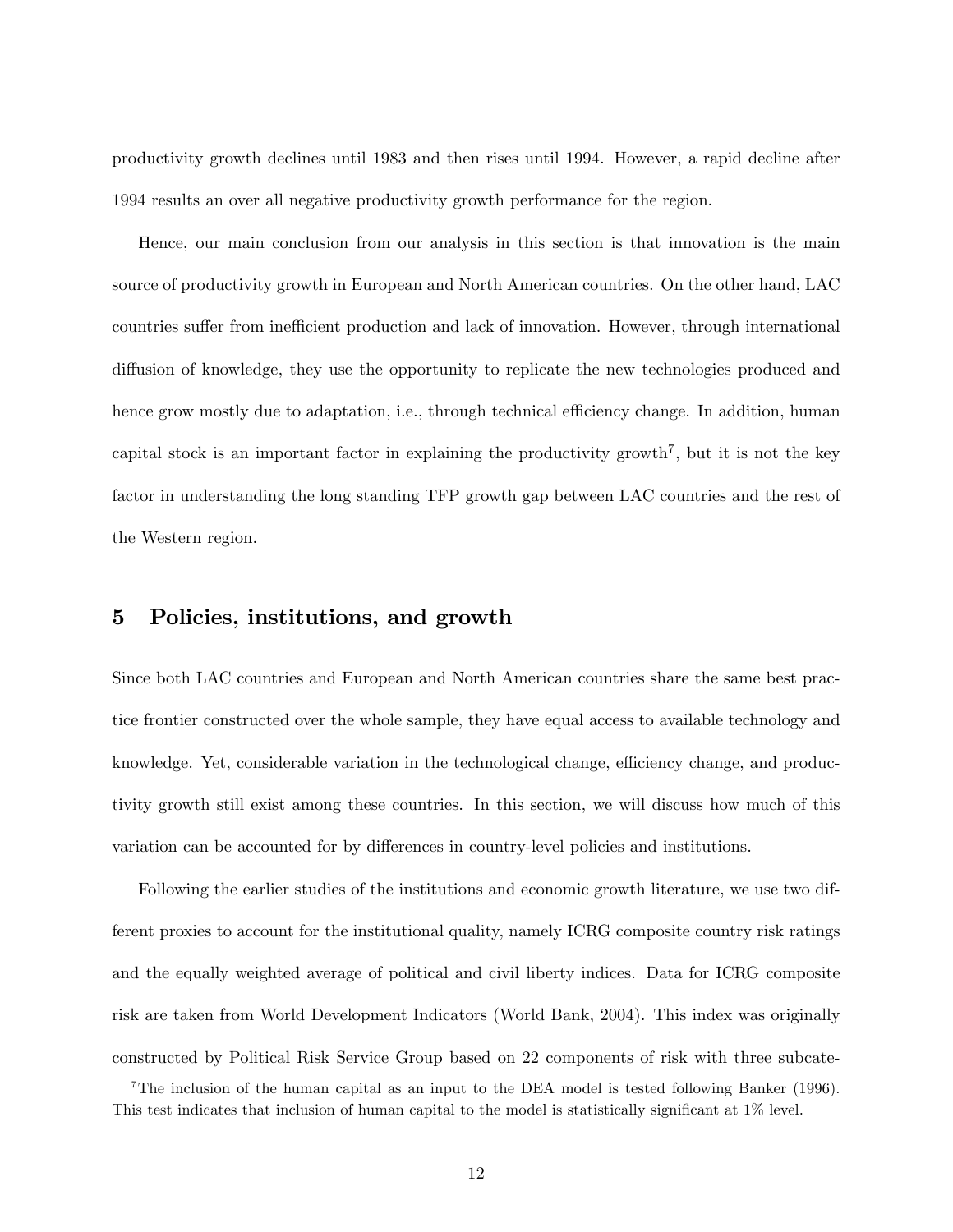productivity growth declines until 1983 and then rises until 1994. However, a rapid decline after 1994 results an over all negative productivity growth performance for the region.

Hence, our main conclusion from our analysis in this section is that innovation is the main source of productivity growth in European and North American countries. On the other hand, LAC countries suffer from inefficient production and lack of innovation. However, through international diffusion of knowledge, they use the opportunity to replicate the new technologies produced and hence grow mostly due to adaptation, i.e., through technical efficiency change. In addition, human capital stock is an important factor in explaining the productivity growth[7], but it is not the key factor in understanding the long standing TFP growth gap between LAC countries and the rest of the Western region.

## 5 Policies, institutions, and growth

Since both LAC countries and European and North American countries share the same best practice frontier constructed over the whole sample, they have equal access to available technology and knowledge. Yet, considerable variation in the technological change, efficiency change, and productivity growth still exist among these countries. In this section, we will discuss how much of this variation can be accounted for by differences in country-level policies and institutions.

Following the earlier studies of the institutions and economic growth literature, we use two different proxies to account for the institutional quality, namely ICRG composite country risk ratings and the equally weighted average of political and civil liberty indices. Data for ICRG composite risk are taken from World Development Indicators (World Bank, 2004). This index was originally constructed by Political Risk Service Group based on 22 components of risk with three subcate-

[7] The inclusion of the human capital as an input to the DEA model is tested following Banker (1996). This test indicates that inclusion of human capital to the model is statistically significant at 1% level.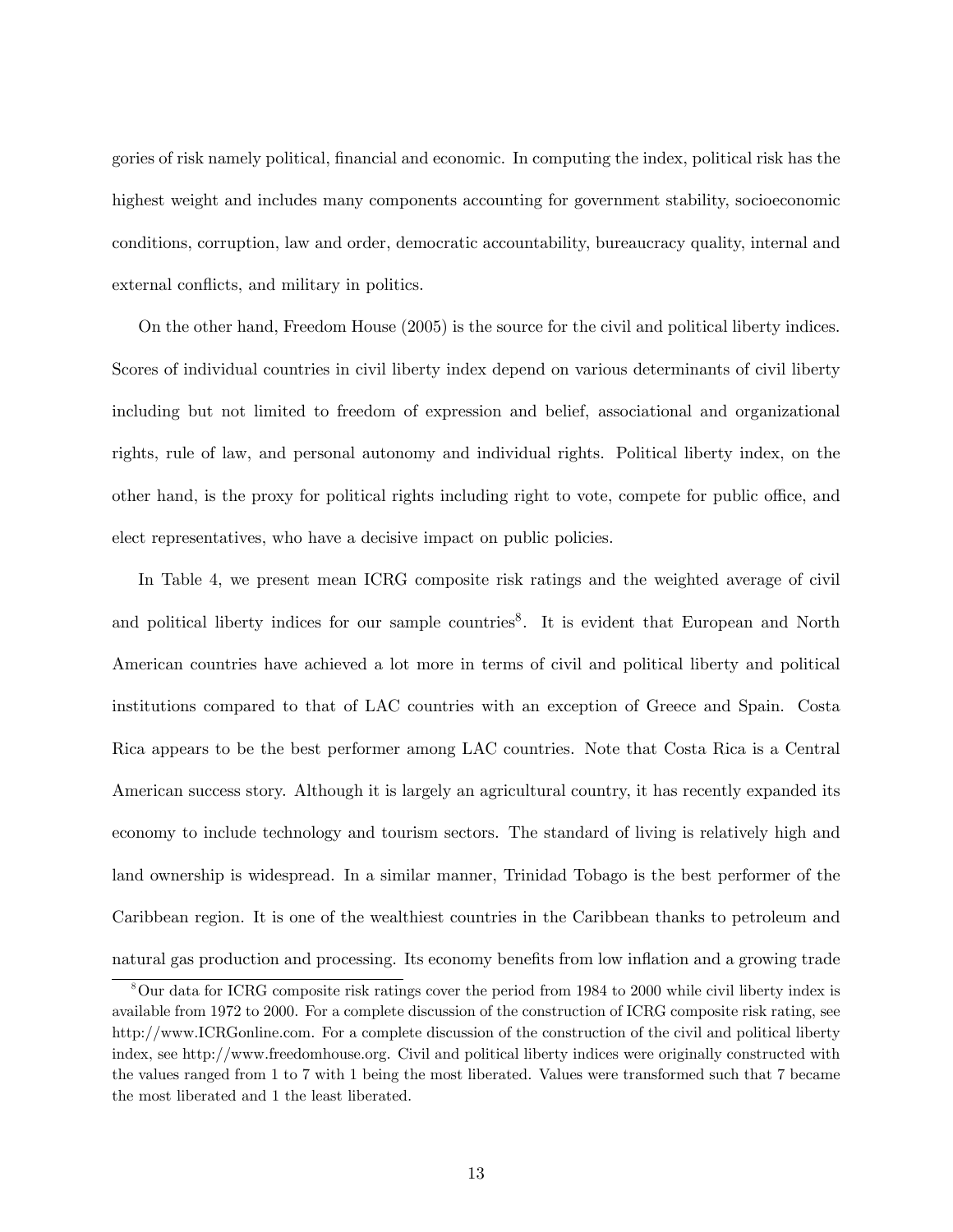gories of risk namely political, financial and economic. In computing the index, political risk has the highest weight and includes many components accounting for government stability, socioeconomic conditions, corruption, law and order, democratic accountability, bureaucracy quality, internal and external conflicts, and military in politics.

On the other hand, Freedom House (2005) is the source for the civil and political liberty indices. Scores of individual countries in civil liberty index depend on various determinants of civil liberty including but not limited to freedom of expression and belief, associational and organizational rights, rule of law, and personal autonomy and individual rights. Political liberty index, on the other hand, is the proxy for political rights including right to vote, compete for public office, and elect representatives, who have a decisive impact on public policies.

In Table 4, we present mean ICRG composite risk ratings and the weighted average of civil and political liberty indices for our sample countries[8]. It is evident that European and North American countries have achieved a lot more in terms of civil and political liberty and political institutions compared to that of LAC countries with an exception of Greece and Spain. Costa Rica appears to be the best performer among LAC countries. Note that Costa Rica is a Central American success story. Although it is largely an agricultural country, it has recently expanded its economy to include technology and tourism sectors. The standard of living is relatively high and land ownership is widespread. In a similar manner, Trinidad Tobago is the best performer of the Caribbean region. It is one of the wealthiest countries in the Caribbean thanks to petroleum and natural gas production and processing. Its economy benefits from low inflation and a growing trade

[8] Our data for ICRG composite risk ratings cover the period from 1984 to 2000 while civil liberty index is available from 1972 to 2000. For a complete discussion of the construction of ICRG composite risk rating, see http://www.ICRGonline.com. For a complete discussion of the construction of the civil and political liberty index, see http://www.freedomhouse.org. Civil and political liberty indices were originally constructed with the values ranged from 1 to 7 with 1 being the most liberated. Values were transformed such that 7 became the most liberated and 1 the least liberated.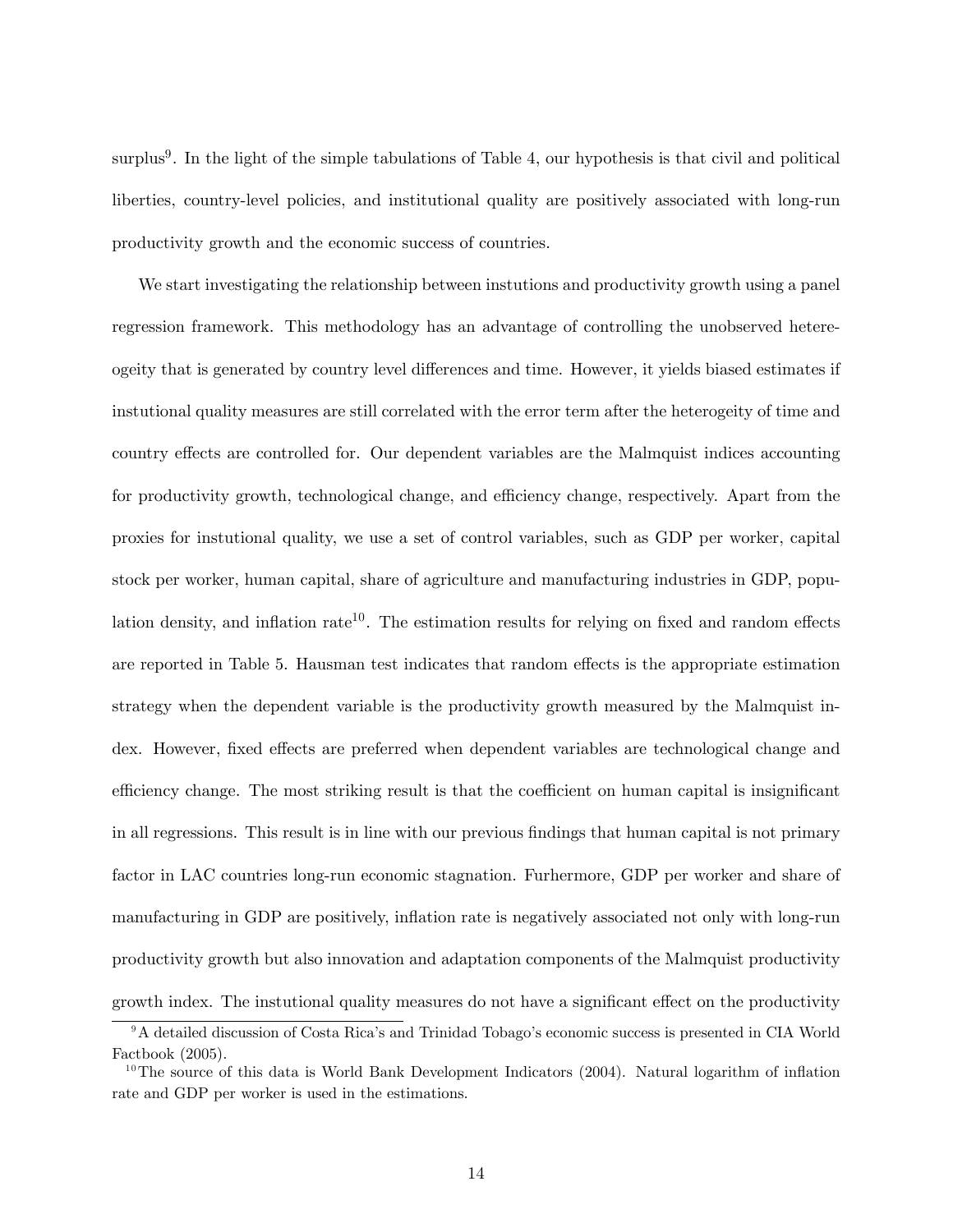surplus[9]. In the light of the simple tabulations of Table 4, our hypothesis is that civil and political liberties, country-level policies, and institutional quality are positively associated with long-run productivity growth and the economic success of countries.

We start investigating the relationship between instutions and productivity growth using a panel regression framework. This methodology has an advantage of controlling the unobserved hetereogeity that is generated by country level differences and time. However, it yields biased estimates if instutional quality measures are still correlated with the error term after the heterogeity of time and country effects are controlled for. Our dependent variables are the Malmquist indices accounting for productivity growth, technological change, and efficiency change, respectively. Apart from the proxies for instutional quality, we use a set of control variables, such as GDP per worker, capital stock per worker, human capital, share of agriculture and manufacturing industries in GDP, population density, and inflation rate[10]. The estimation results for relying on fixed and random effects are reported in Table 5. Hausman test indicates that random effects is the appropriate estimation strategy when the dependent variable is the productivity growth measured by the Malmquist index. However, fixed effects are preferred when dependent variables are technological change and efficiency change. The most striking result is that the coefficient on human capital is insignificant in all regressions. This result is in line with our previous findings that human capital is not primary factor in LAC countries long-run economic stagnation. Furhermore, GDP per worker and share of manufacturing in GDP are positively, inflation rate is negatively associated not only with long-run productivity growth but also innovation and adaptation components of the Malmquist productivity growth index. The instutional quality measures do not have a significant effect on the productivity

[9] A detailed discussion of Costa Rica's and Trinidad Tobago's economic success is presented in CIA World Factbook (2005).

[10] The source of this data is World Bank Development Indicators (2004). Natural logarithm of inflation rate and GDP per worker is used in the estimations.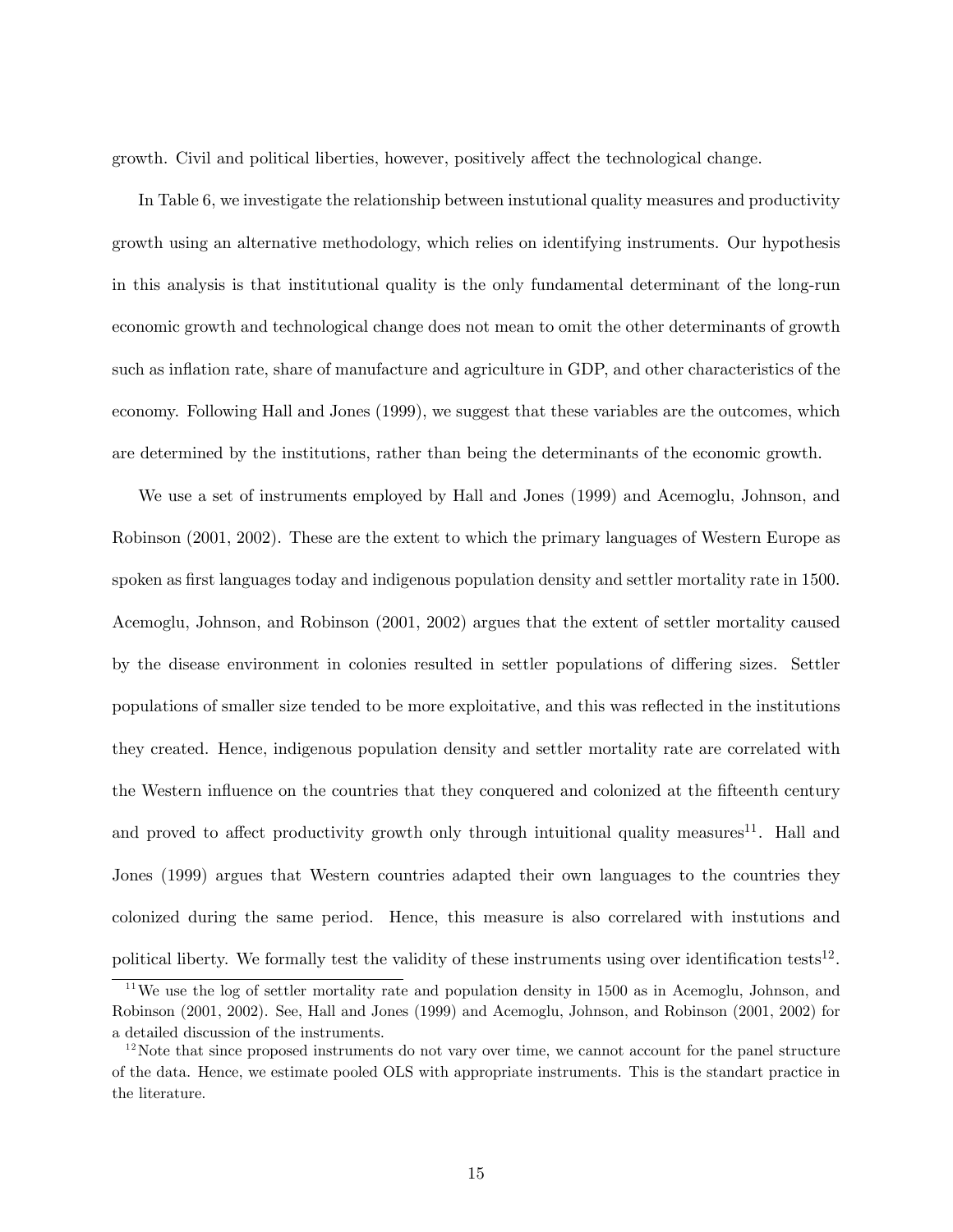growth. Civil and political liberties, however, positively affect the technological change.

In Table 6, we investigate the relationship between instutional quality measures and productivity growth using an alternative methodology, which relies on identifying instruments. Our hypothesis in this analysis is that institutional quality is the only fundamental determinant of the long-run economic growth and technological change does not mean to omit the other determinants of growth such as inflation rate, share of manufacture and agriculture in GDP, and other characteristics of the economy. Following Hall and Jones (1999), we suggest that these variables are the outcomes, which are determined by the institutions, rather than being the determinants of the economic growth.

We use a set of instruments employed by Hall and Jones (1999) and Acemoglu, Johnson, and Robinson (2001, 2002). These are the extent to which the primary languages of Western Europe as spoken as first languages today and indigenous population density and settler mortality rate in 1500. Acemoglu, Johnson, and Robinson (2001, 2002) argues that the extent of settler mortality caused by the disease environment in colonies resulted in settler populations of differing sizes. Settler populations of smaller size tended to be more exploitative, and this was reflected in the institutions they created. Hence, indigenous population density and settler mortality rate are correlated with the Western influence on the countries that they conquered and colonized at the fifteenth century and proved to affect productivity growth only through intuitional quality measures[11]. Hall and Jones (1999) argues that Western countries adapted their own languages to the countries they colonized during the same period. Hence, this measure is also correlared with instutions and political liberty. We formally test the validity of these instruments using over identification tests[12].

[11] We use the log of settler mortality rate and population density in 1500 as in Acemoglu, Johnson, and Robinson (2001, 2002). See, Hall and Jones (1999) and Acemoglu, Johnson, and Robinson (2001, 2002) for a detailed discussion of the instruments.

[12] Note that since proposed instruments do not vary over time, we cannot account for the panel structure of the data. Hence, we estimate pooled OLS with appropriate instruments. This is the standart practice in the literature.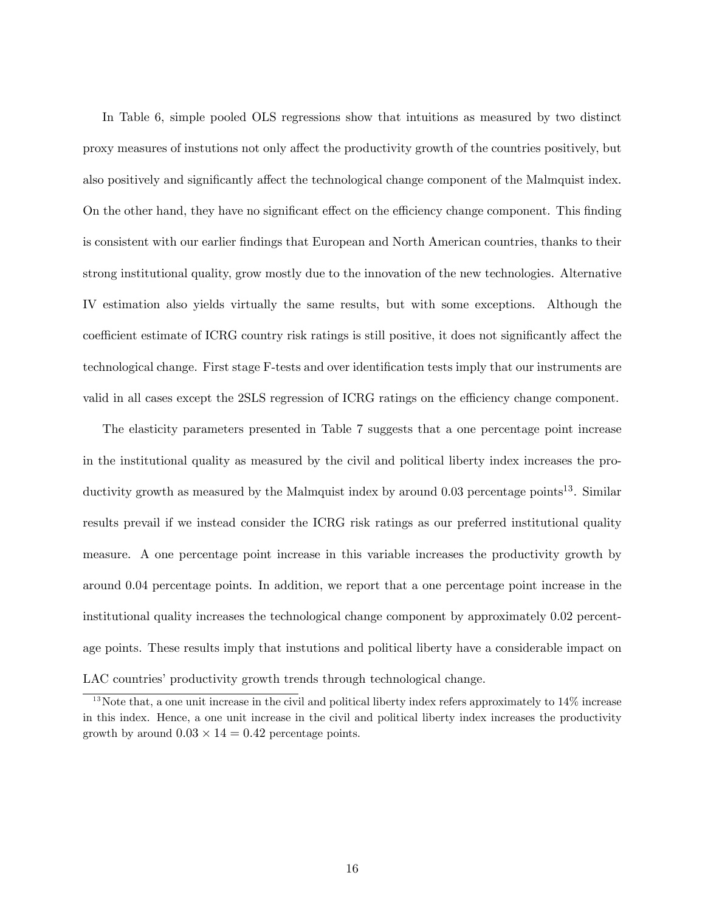In Table 6, simple pooled OLS regressions show that intuitions as measured by two distinct proxy measures of instutions not only affect the productivity growth of the countries positively, but also positively and significantly affect the technological change component of the Malmquist index. On the other hand, they have no significant effect on the efficiency change component. This finding is consistent with our earlier findings that European and North American countries, thanks to their strong institutional quality, grow mostly due to the innovation of the new technologies. Alternative IV estimation also yields virtually the same results, but with some exceptions. Although the coefficient estimate of ICRG country risk ratings is still positive, it does not significantly affect the technological change. First stage F-tests and over identification tests imply that our instruments are valid in all cases except the 2SLS regression of ICRG ratings on the efficiency change component.

The elasticity parameters presented in Table 7 suggests that a one percentage point increase in the institutional quality as measured by the civil and political liberty index increases the productivity growth as measured by the Malmquist index by around 0.03 percentage points[13]. Similar results prevail if we instead consider the ICRG risk ratings as our preferred institutional quality measure. A one percentage point increase in this variable increases the productivity growth by around 0.04 percentage points. In addition, we report that a one percentage point increase in the institutional quality increases the technological change component by approximately 0.02 percentage points. These results imply that instutions and political liberty have a considerable impact on LAC countries' productivity growth trends through technological change.

[13] Note that, a one unit increase in the civil and political liberty index refers approximately to 14% increase in this index. Hence, a one unit increase in the civil and political liberty index increases the productivity growth by around $0.03 \times 14 = 0.42$ percentage points.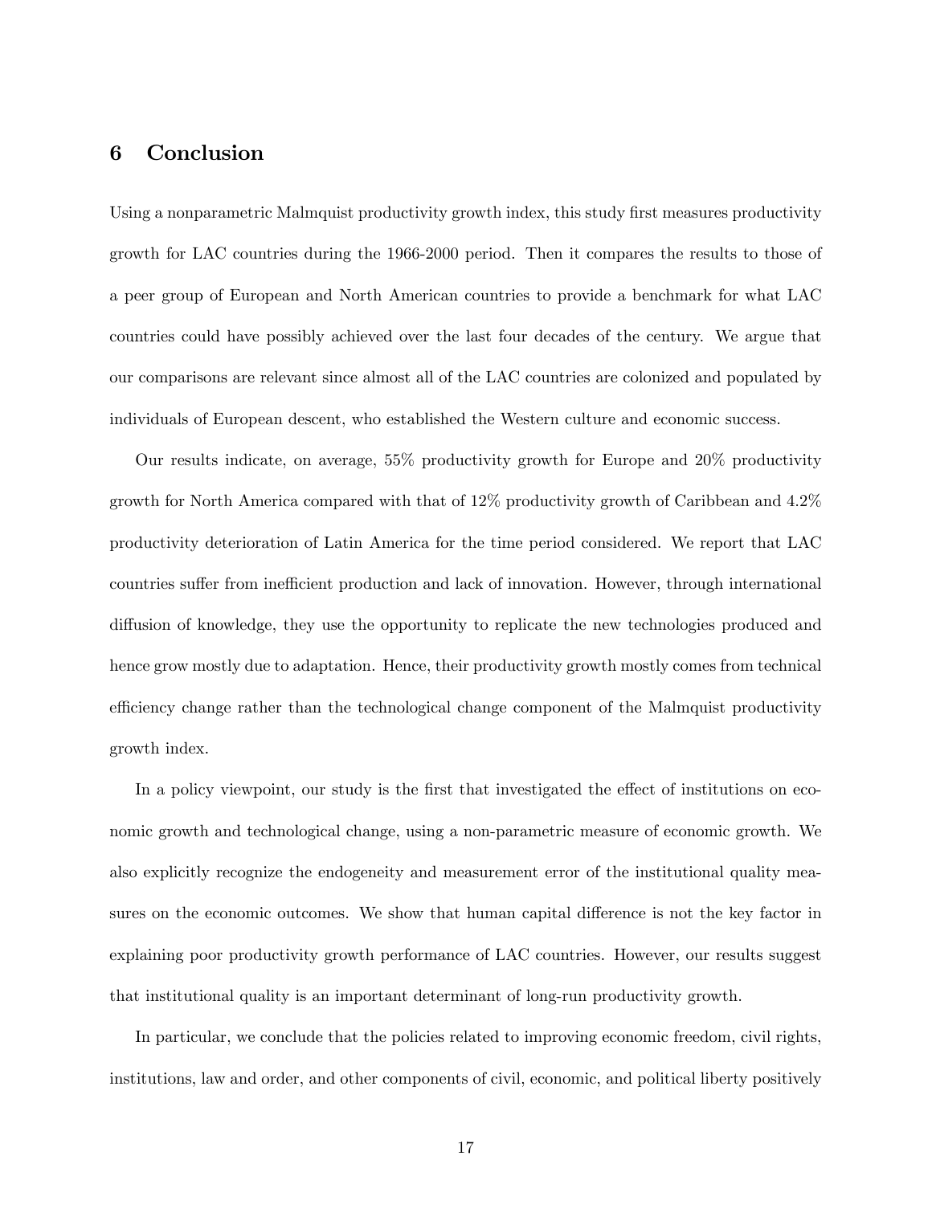## 6 Conclusion

Using a nonparametric Malmquist productivity growth index, this study first measures productivity growth for LAC countries during the 1966-2000 period. Then it compares the results to those of a peer group of European and North American countries to provide a benchmark for what LAC countries could have possibly achieved over the last four decades of the century. We argue that our comparisons are relevant since almost all of the LAC countries are colonized and populated by individuals of European descent, who established the Western culture and economic success.

Our results indicate, on average, 55% productivity growth for Europe and 20% productivity growth for North America compared with that of 12% productivity growth of Caribbean and 4.2% productivity deterioration of Latin America for the time period considered. We report that LAC countries suffer from inefficient production and lack of innovation. However, through international diffusion of knowledge, they use the opportunity to replicate the new technologies produced and hence grow mostly due to adaptation. Hence, their productivity growth mostly comes from technical efficiency change rather than the technological change component of the Malmquist productivity growth index.

In a policy viewpoint, our study is the first that investigated the effect of institutions on economic growth and technological change, using a non-parametric measure of economic growth. We also explicitly recognize the endogeneity and measurement error of the institutional quality measures on the economic outcomes. We show that human capital difference is not the key factor in explaining poor productivity growth performance of LAC countries. However, our results suggest that institutional quality is an important determinant of long-run productivity growth.

In particular, we conclude that the policies related to improving economic freedom, civil rights, institutions, law and order, and other components of civil, economic, and political liberty positively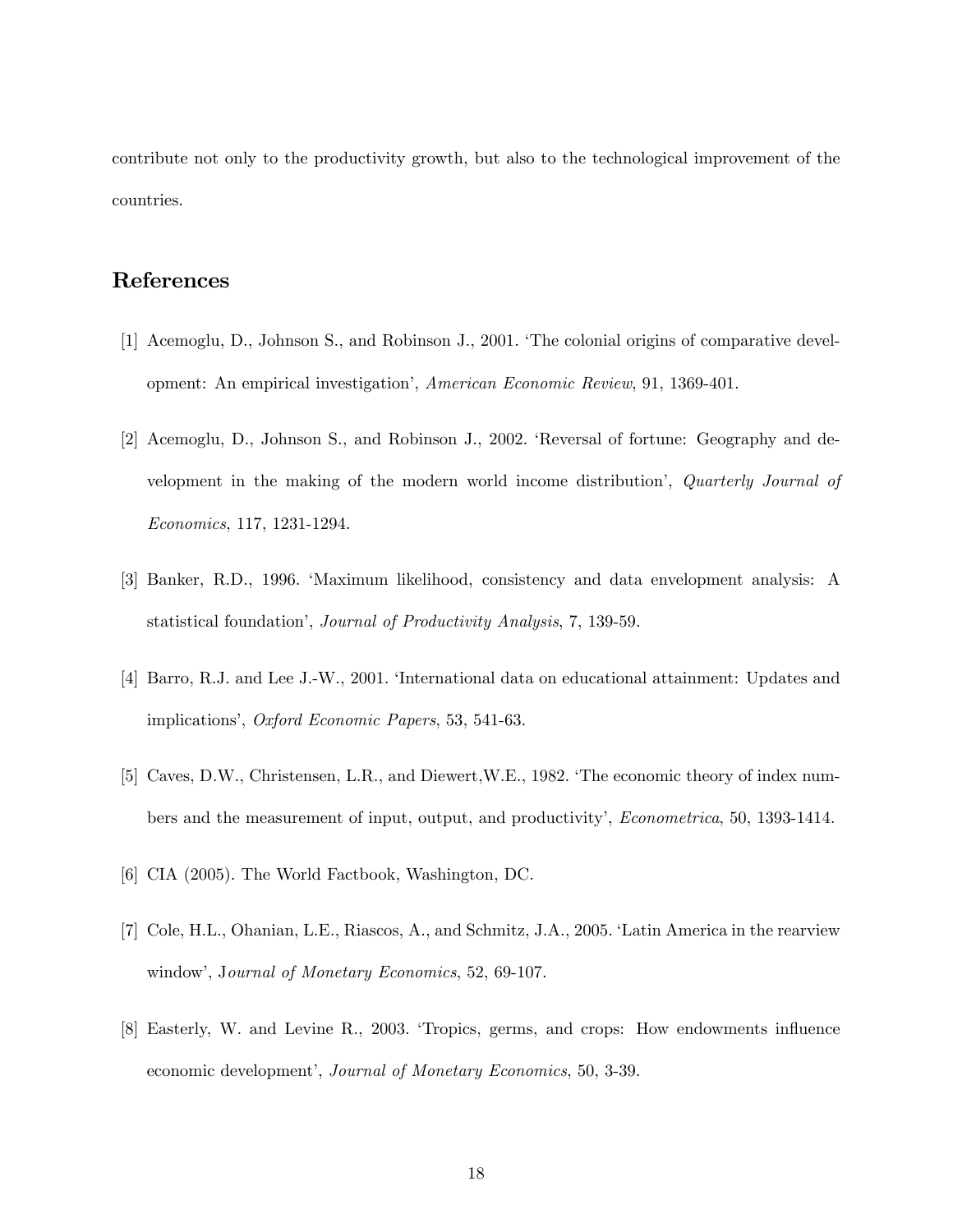contribute not only to the productivity growth, but also to the technological improvement of the countries.

## References

[1] Acemoglu, D., Johnson S., and Robinson J., 2001. 'The colonial origins of comparative development: An empirical investigation', *American Economic Review*, 91, 1369-401.

[2] Acemoglu, D., Johnson S., and Robinson J., 2002. 'Reversal of fortune: Geography and development in the making of the modern world income distribution', *Quarterly Journal of Economics*, 117, 1231-1294.

[3] Banker, R.D., 1996. 'Maximum likelihood, consistency and data envelopment analysis: A statistical foundation', *Journal of Productivity Analysis*, 7, 139-59.

[4] Barro, R.J. and Lee J.-W., 2001. 'International data on educational attainment: Updates and implications', *Oxford Economic Papers*, 53, 541-63.

[5] Caves, D.W., Christensen, L.R., and Diewert,W.E., 1982. 'The economic theory of index numbers and the measurement of input, output, and productivity', *Econometrica*, 50, 1393-1414.

[6] CIA (2005). The World Factbook, Washington, DC.

[7] Cole, H.L., Ohanian, L.E., Riascos, A., and Schmitz, J.A., 2005. 'Latin America in the rearview window', J*ournal of Monetary Economics*, 52, 69-107.

[8] Easterly, W. and Levine R., 2003. 'Tropics, germs, and crops: How endowments influence economic development', *Journal of Monetary Economics*, 50, 3-39.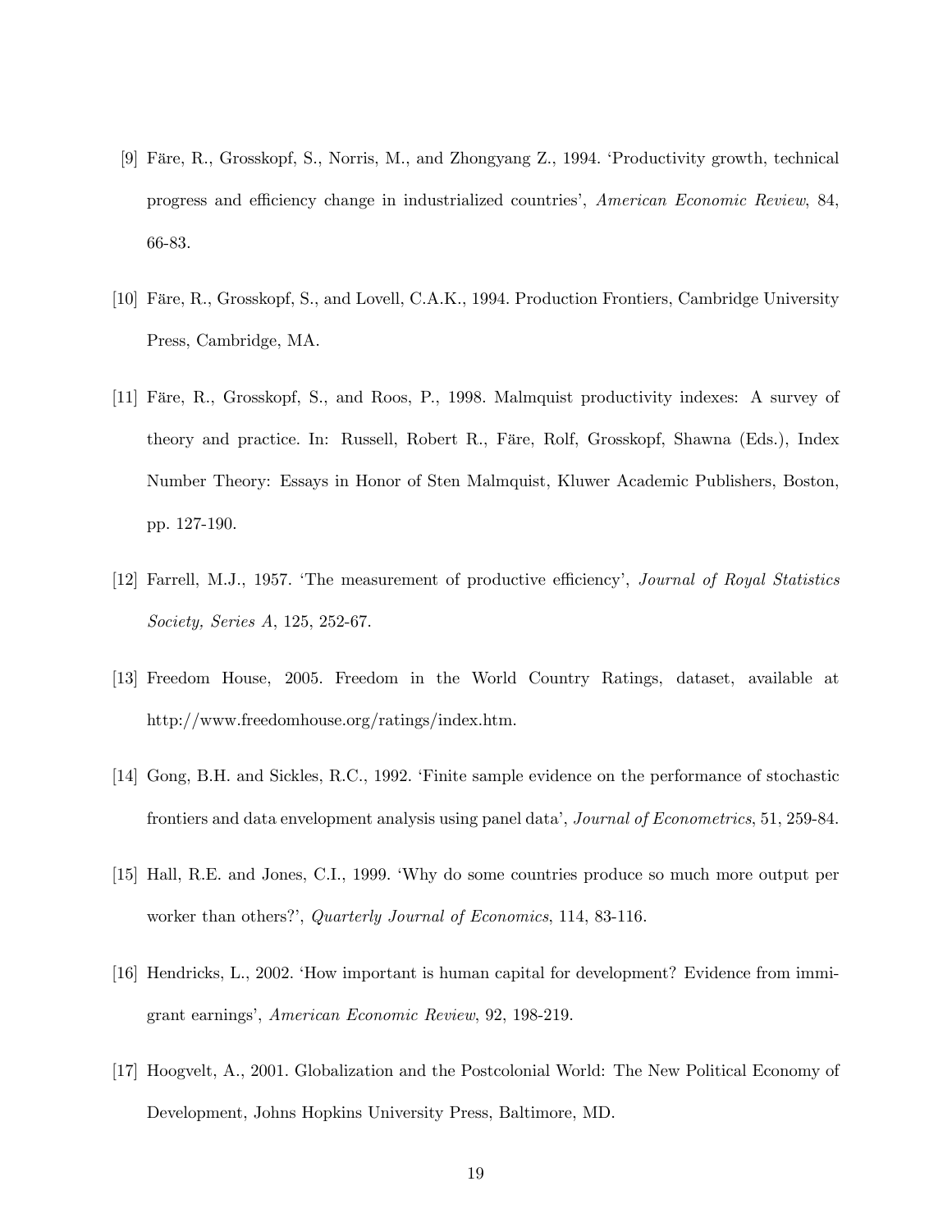[9] Färe, R., Grosskopf, S., Norris, M., and Zhongyang Z., 1994. 'Productivity growth, technical progress and efficiency change in industrialized countries', *American Economic Review*, 84, 66-83.

[10] Färe, R., Grosskopf, S., and Lovell, C.A.K., 1994. Production Frontiers, Cambridge University Press, Cambridge, MA.

[11] Färe, R., Grosskopf, S., and Roos, P., 1998. Malmquist productivity indexes: A survey of theory and practice. In: Russell, Robert R., Färe, Rolf, Grosskopf, Shawna (Eds.), Index Number Theory: Essays in Honor of Sten Malmquist, Kluwer Academic Publishers, Boston, pp. 127-190.

[12] Farrell, M.J., 1957. 'The measurement of productive efficiency', *Journal of Royal Statistics Society, Series A*, 125, 252-67.

[13] Freedom House, 2005. Freedom in the World Country Ratings, dataset, available at http://www.freedomhouse.org/ratings/index.htm.

[14] Gong, B.H. and Sickles, R.C., 1992. 'Finite sample evidence on the performance of stochastic frontiers and data envelopment analysis using panel data', *Journal of Econometrics*, 51, 259-84.

[15] Hall, R.E. and Jones, C.I., 1999. 'Why do some countries produce so much more output per worker than others?', *Quarterly Journal of Economics*, 114, 83-116.

[16] Hendricks, L., 2002. 'How important is human capital for development? Evidence from immigrant earnings', *American Economic Review*, 92, 198-219.

[17] Hoogvelt, A., 2001. Globalization and the Postcolonial World: The New Political Economy of Development, Johns Hopkins University Press, Baltimore, MD.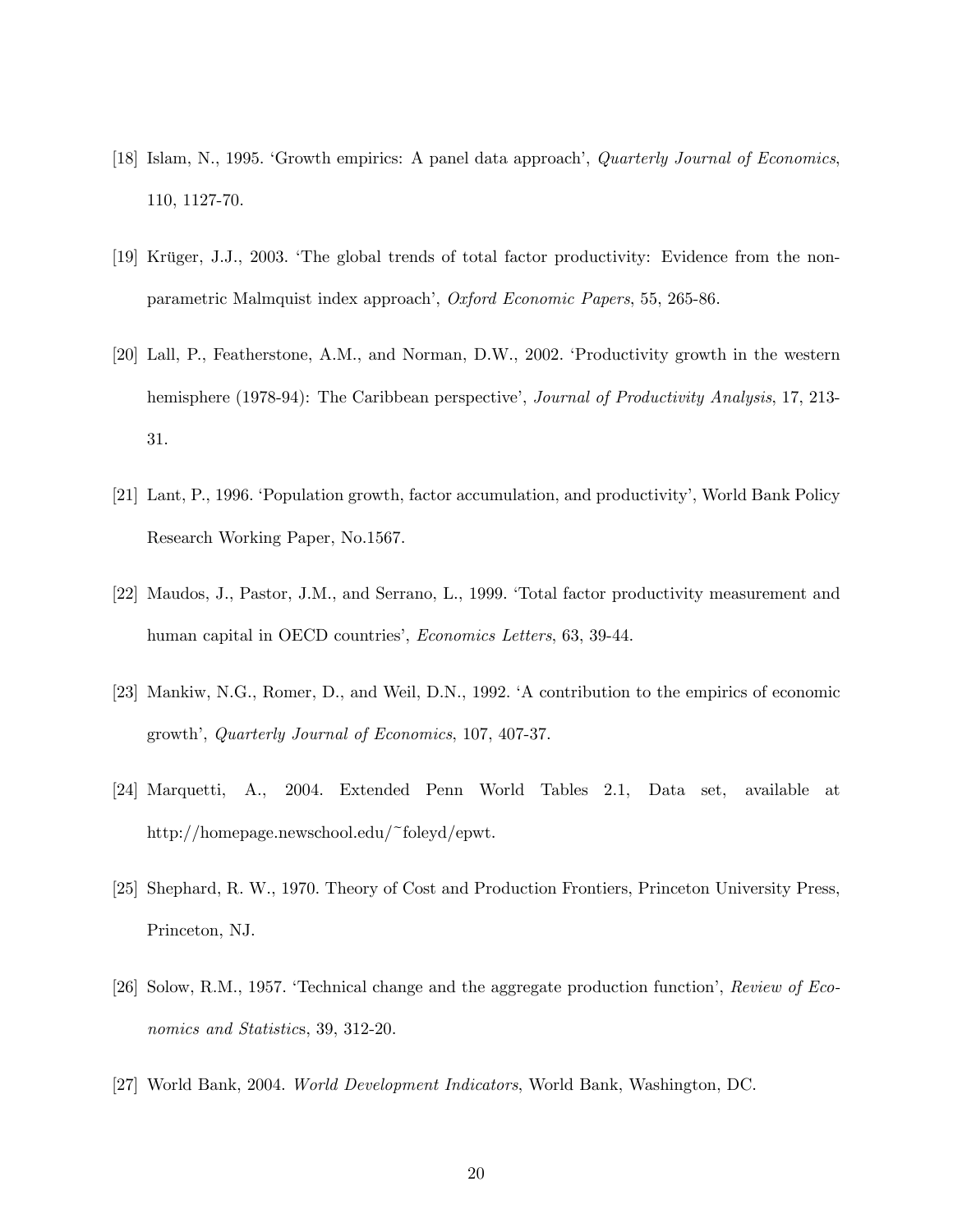[18] Islam, N., 1995. 'Growth empirics: A panel data approach', *Quarterly Journal of Economics*, 110, 1127-70.

[19] Krüger, J.J., 2003. 'The global trends of total factor productivity: Evidence from the non-parametric Malmquist index approach', *Oxford Economic Papers*, 55, 265-86.

[20] Lall, P., Featherstone, A.M., and Norman, D.W., 2002. 'Productivity growth in the western hemisphere (1978-94): The Caribbean perspective', *Journal of Productivity Analysis*, 17, 213-31.

[21] Lant, P., 1996. 'Population growth, factor accumulation, and productivity', World Bank Policy Research Working Paper, No.1567.

[22] Maudos, J., Pastor, J.M., and Serrano, L., 1999. 'Total factor productivity measurement and human capital in OECD countries', *Economics Letters*, 63, 39-44.

[23] Mankiw, N.G., Romer, D., and Weil, D.N., 1992. 'A contribution to the empirics of economic growth', *Quarterly Journal of Economics*, 107, 407-37.

[24] Marquetti, A., 2004. Extended Penn World Tables 2.1, Data set, available at http://homepage.newschool.edu/~foleyd/epwt.

[25] Shephard, R. W., 1970. Theory of Cost and Production Frontiers, Princeton University Press, Princeton, NJ.

[26] Solow, R.M., 1957. 'Technical change and the aggregate production function', *Review of Economics and Statistics*, 39, 312-20.

[27] World Bank, 2004. *World Development Indicators*, World Bank, Washington, DC.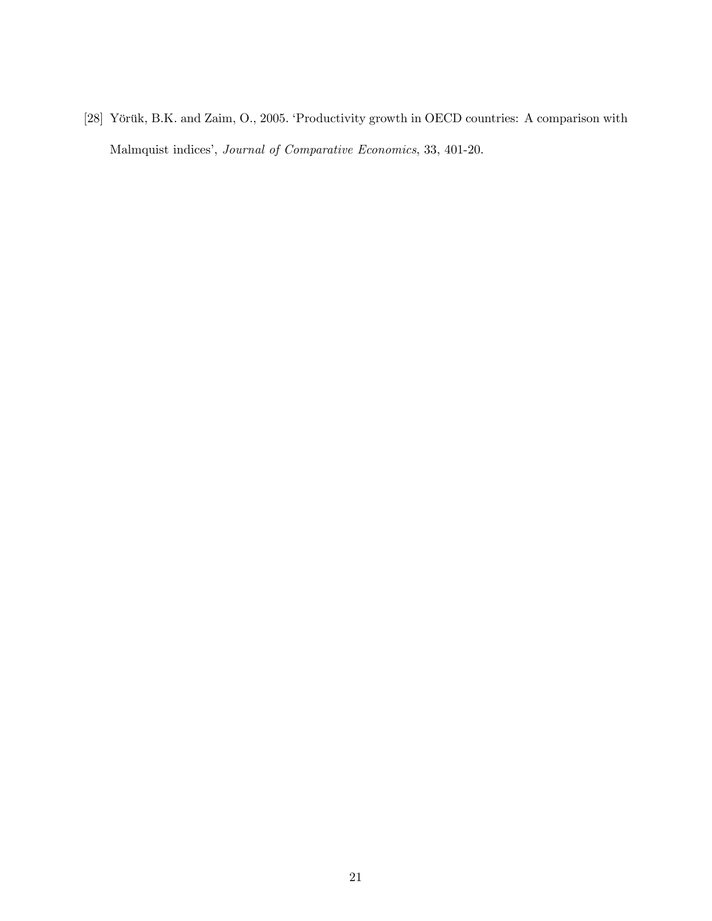[28] Yörük, B.K. and Zaim, O., 2005. 'Productivity growth in OECD countries: A comparison with Malmquist indices', *Journal of Comparative Economics*, 33, 401-20.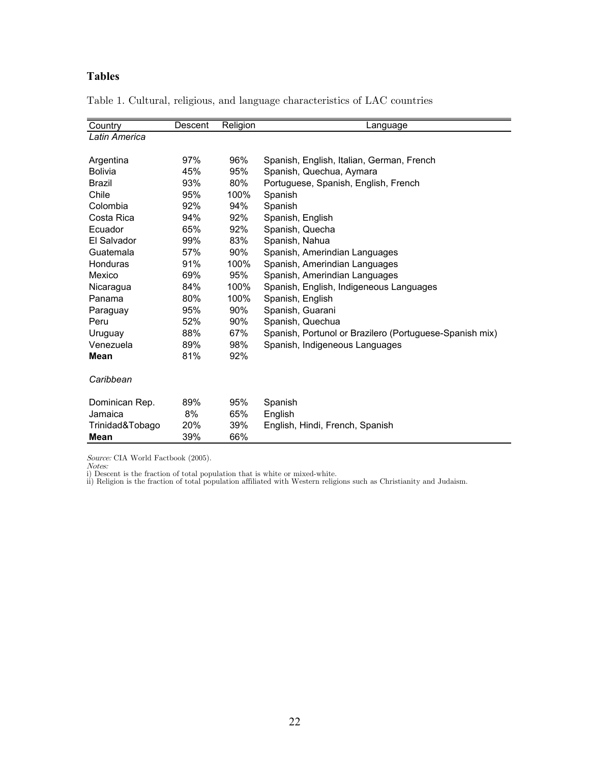## Tables

Table 1. Cultural, religious, and language characteristics of LAC countries

| Country | Descent | Religion | Language |
|---|---|---|---|
| *Latin America* | | | |
| Argentina | 97% | 96% | Spanish, English, Italian, German, French |
| Bolivia | 45% | 95% | Spanish, Quechua, Aymara |
| Brazil | 93% | 80% | Portuguese, Spanish, English, French |
| Chile | 95% | 100% | Spanish |
| Colombia | 92% | 94% | Spanish |
| Costa Rica | 94% | 92% | Spanish, English |
| Ecuador | 65% | 92% | Spanish, Quecha |
| El Salvador | 99% | 83% | Spanish, Nahua |
| Guatemala | 57% | 90% | Spanish, Amerindian Languages |
| Honduras | 91% | 100% | Spanish, Amerindian Languages |
| Mexico | 69% | 95% | Spanish, Amerindian Languages |
| Nicaragua | 84% | 100% | Spanish, English, Indigeneous Languages |
| Panama | 80% | 100% | Spanish, English |
| Paraguay | 95% | 90% | Spanish, Guarani |
| Peru | 52% | 90% | Spanish, Quechua |
| Uruguay | 88% | 67% | Spanish, Portunol or Brazilero (Portuguese-Spanish mix) |
| Venezuela | 89% | 98% | Spanish, Indigeneous Languages |
| **Mean** | 81% | 92% | |
| *Caribbean* | | | |
| Dominican Rep. | 89% | 95% | Spanish |
| Jamaica | 8% | 65% | English |
| Trinidad&Tobago | 20% | 39% | English, Hindi, French, Spanish |
| **Mean** | 39% | 66% | |

*Source:* CIA World Factbook (2005).
*Notes:*
i) Descent is the fraction of total population that is white or mixed-white.
ii) Religion is the fraction of total population affiliated with Western religions such as Christianity and Judaism.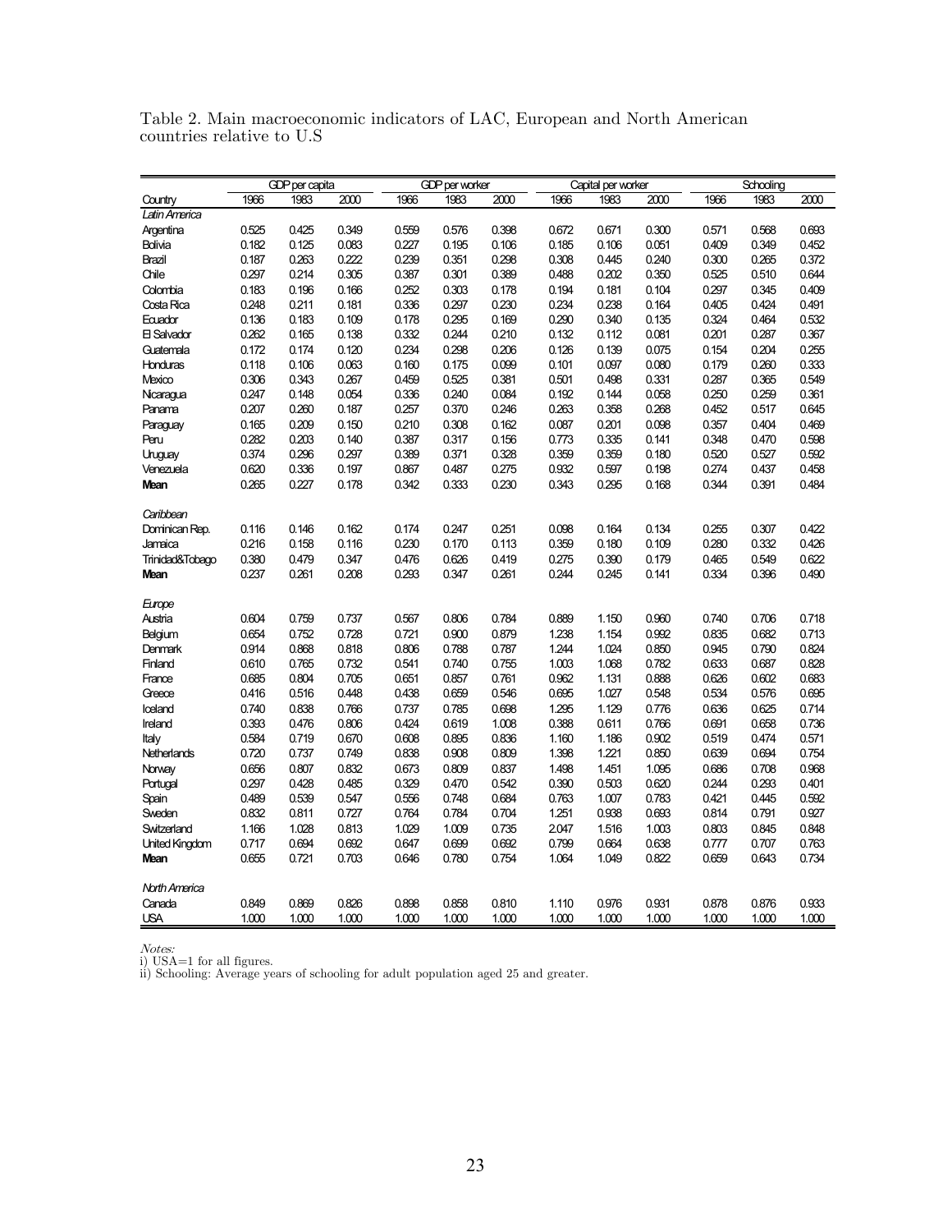Table 2. Main macroeconomic indicators of LAC, European and North American countries relative to U.S

| | GDP per capita | | | GDP per worker | | | Capital per worker | | | Schooling | | |
|---|---|---|---|---|---|---|---|---|---|---|---|---|
| Country | 1966 | 1983 | 2000 | 1966 | 1983 | 2000 | 1966 | 1983 | 2000 | 1966 | 1983 | 2000 |
| *Latin America* | | | | | | | | | | | | |
| Argentina | 0.525 | 0.425 | 0.349 | 0.559 | 0.576 | 0.398 | 0.672 | 0.671 | 0.300 | 0.571 | 0.568 | 0.693 |
| Bolivia | 0.182 | 0.125 | 0.083 | 0.227 | 0.195 | 0.106 | 0.185 | 0.106 | 0.051 | 0.409 | 0.349 | 0.452 |
| Brazil | 0.187 | 0.263 | 0.222 | 0.239 | 0.351 | 0.298 | 0.308 | 0.445 | 0.240 | 0.300 | 0.265 | 0.372 |
| Chile | 0.297 | 0.214 | 0.305 | 0.387 | 0.301 | 0.389 | 0.488 | 0.202 | 0.350 | 0.525 | 0.510 | 0.644 |
| Colombia | 0.183 | 0.196 | 0.166 | 0.252 | 0.303 | 0.178 | 0.194 | 0.181 | 0.104 | 0.297 | 0.345 | 0.409 |
| Costa Rica | 0.248 | 0.211 | 0.181 | 0.336 | 0.297 | 0.230 | 0.234 | 0.238 | 0.164 | 0.405 | 0.424 | 0.491 |
| Ecuador | 0.136 | 0.183 | 0.109 | 0.178 | 0.295 | 0.169 | 0.290 | 0.340 | 0.135 | 0.324 | 0.464 | 0.532 |
| El Salvador | 0.262 | 0.165 | 0.138 | 0.332 | 0.244 | 0.210 | 0.132 | 0.112 | 0.081 | 0.201 | 0.287 | 0.367 |
| Guatemala | 0.172 | 0.174 | 0.120 | 0.234 | 0.298 | 0.206 | 0.126 | 0.139 | 0.075 | 0.154 | 0.204 | 0.255 |
| Honduras | 0.118 | 0.106 | 0.063 | 0.160 | 0.175 | 0.099 | 0.101 | 0.097 | 0.080 | 0.179 | 0.260 | 0.333 |
| Mexico | 0.306 | 0.343 | 0.267 | 0.459 | 0.525 | 0.381 | 0.501 | 0.498 | 0.331 | 0.287 | 0.365 | 0.549 |
| Nicaragua | 0.247 | 0.148 | 0.054 | 0.336 | 0.240 | 0.084 | 0.192 | 0.144 | 0.058 | 0.250 | 0.259 | 0.361 |
| Panama | 0.207 | 0.260 | 0.187 | 0.257 | 0.370 | 0.246 | 0.263 | 0.358 | 0.268 | 0.452 | 0.517 | 0.645 |
| Paraguay | 0.165 | 0.209 | 0.150 | 0.210 | 0.308 | 0.162 | 0.087 | 0.201 | 0.098 | 0.357 | 0.404 | 0.469 |
| Peru | 0.282 | 0.203 | 0.140 | 0.387 | 0.317 | 0.156 | 0.773 | 0.335 | 0.141 | 0.348 | 0.470 | 0.598 |
| Uruguay | 0.374 | 0.296 | 0.297 | 0.389 | 0.371 | 0.328 | 0.359 | 0.359 | 0.180 | 0.520 | 0.527 | 0.592 |
| Venezuela | 0.620 | 0.336 | 0.197 | 0.867 | 0.487 | 0.275 | 0.932 | 0.597 | 0.198 | 0.274 | 0.437 | 0.458 |
| **Mean** | 0.265 | 0.227 | 0.178 | 0.342 | 0.333 | 0.230 | 0.343 | 0.295 | 0.168 | 0.344 | 0.391 | 0.484 |
| *Caribbean* | | | | | | | | | | | | |
| Dominican Rep. | 0.116 | 0.146 | 0.162 | 0.174 | 0.247 | 0.251 | 0.098 | 0.164 | 0.134 | 0.255 | 0.307 | 0.422 |
| Jamaica | 0.216 | 0.158 | 0.116 | 0.230 | 0.170 | 0.113 | 0.359 | 0.180 | 0.109 | 0.280 | 0.332 | 0.426 |
| Trinidad&Tobago | 0.380 | 0.479 | 0.347 | 0.476 | 0.626 | 0.419 | 0.275 | 0.390 | 0.179 | 0.465 | 0.549 | 0.622 |
| **Mean** | 0.237 | 0.261 | 0.208 | 0.293 | 0.347 | 0.261 | 0.244 | 0.245 | 0.141 | 0.334 | 0.396 | 0.490 |
| *Europe* | | | | | | | | | | | | |
| Austria | 0.604 | 0.759 | 0.737 | 0.567 | 0.806 | 0.784 | 0.889 | 1.150 | 0.960 | 0.740 | 0.706 | 0.718 |
| Belgium | 0.654 | 0.752 | 0.728 | 0.721 | 0.900 | 0.879 | 1.238 | 1.154 | 0.992 | 0.835 | 0.682 | 0.713 |
| Denmark | 0.914 | 0.868 | 0.818 | 0.806 | 0.788 | 0.787 | 1.244 | 1.024 | 0.850 | 0.945 | 0.790 | 0.824 |
| Finland | 0.610 | 0.765 | 0.732 | 0.541 | 0.740 | 0.755 | 1.003 | 1.068 | 0.782 | 0.633 | 0.687 | 0.828 |
| France | 0.685 | 0.804 | 0.705 | 0.651 | 0.857 | 0.761 | 0.962 | 1.131 | 0.888 | 0.626 | 0.602 | 0.683 |
| Greece | 0.416 | 0.516 | 0.448 | 0.438 | 0.659 | 0.546 | 0.695 | 1.027 | 0.548 | 0.534 | 0.576 | 0.695 |
| Iceland | 0.740 | 0.838 | 0.766 | 0.737 | 0.785 | 0.698 | 1.295 | 1.129 | 0.776 | 0.636 | 0.625 | 0.714 |
| Ireland | 0.393 | 0.476 | 0.806 | 0.424 | 0.619 | 1.008 | 0.388 | 0.611 | 0.766 | 0.691 | 0.658 | 0.736 |
| Italy | 0.584 | 0.719 | 0.670 | 0.608 | 0.895 | 0.836 | 1.160 | 1.186 | 0.902 | 0.519 | 0.474 | 0.571 |
| Netherlands | 0.720 | 0.737 | 0.749 | 0.838 | 0.908 | 0.809 | 1.398 | 1.221 | 0.850 | 0.639 | 0.694 | 0.754 |
| Norway | 0.656 | 0.807 | 0.832 | 0.673 | 0.809 | 0.837 | 1.498 | 1.451 | 1.095 | 0.686 | 0.708 | 0.968 |
| Portugal | 0.297 | 0.428 | 0.485 | 0.329 | 0.470 | 0.542 | 0.390 | 0.503 | 0.620 | 0.244 | 0.293 | 0.401 |
| Spain | 0.489 | 0.539 | 0.547 | 0.556 | 0.748 | 0.684 | 0.763 | 1.007 | 0.783 | 0.421 | 0.445 | 0.592 |
| Sweden | 0.832 | 0.811 | 0.727 | 0.764 | 0.784 | 0.704 | 1.251 | 0.938 | 0.693 | 0.814 | 0.791 | 0.927 |
| Switzerland | 1.166 | 1.028 | 0.813 | 1.029 | 1.009 | 0.735 | 2.047 | 1.516 | 1.003 | 0.803 | 0.845 | 0.848 |
| United Kingdom | 0.717 | 0.694 | 0.692 | 0.647 | 0.699 | 0.692 | 0.799 | 0.664 | 0.638 | 0.777 | 0.707 | 0.763 |
| **Mean** | 0.655 | 0.721 | 0.703 | 0.646 | 0.780 | 0.754 | 1.064 | 1.049 | 0.822 | 0.659 | 0.643 | 0.734 |
| *North America* | | | | | | | | | | | | |
| Canada | 0.849 | 0.869 | 0.826 | 0.898 | 0.858 | 0.810 | 1.110 | 0.976 | 0.931 | 0.878 | 0.876 | 0.933 |
| USA | 1.000 | 1.000 | 1.000 | 1.000 | 1.000 | 1.000 | 1.000 | 1.000 | 1.000 | 1.000 | 1.000 | 1.000 |

*Notes:*
i) USA=1 for all figures.
ii) Schooling: Average years of schooling for adult population aged 25 and greater.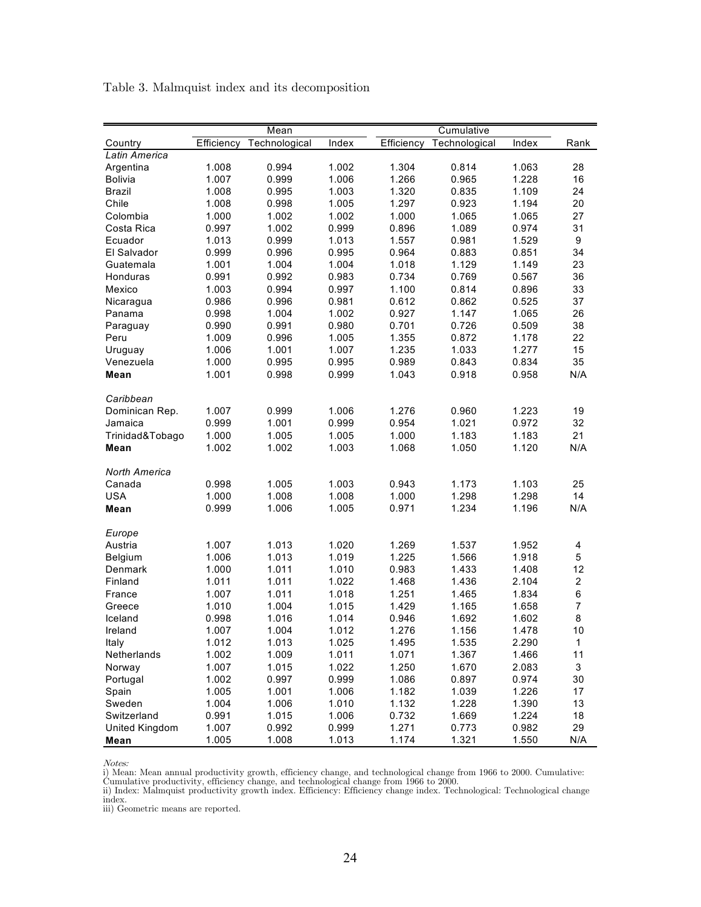Table 3. Malmquist index and its decomposition

| | Mean | | | Cumulative | | | |
|---|---|---|---|---|---|---|---|
| Country | Efficiency | Technological | Index | Efficiency | Technological | Index | Rank |
| *Latin America* | | | | | | | |
| Argentina | 1.008 | 0.994 | 1.002 | 1.304 | 0.814 | 1.063 | 28 |
| Bolivia | 1.007 | 0.999 | 1.006 | 1.266 | 0.965 | 1.228 | 16 |
| Brazil | 1.008 | 0.995 | 1.003 | 1.320 | 0.835 | 1.109 | 24 |
| Chile | 1.008 | 0.998 | 1.005 | 1.297 | 0.923 | 1.194 | 20 |
| Colombia | 1.000 | 1.002 | 1.002 | 1.000 | 1.065 | 1.065 | 27 |
| Costa Rica | 0.997 | 1.002 | 0.999 | 0.896 | 1.089 | 0.974 | 31 |
| Ecuador | 1.013 | 0.999 | 1.013 | 1.557 | 0.981 | 1.529 | 9 |
| El Salvador | 0.999 | 0.996 | 0.995 | 0.964 | 0.883 | 0.851 | 34 |
| Guatemala | 1.001 | 1.004 | 1.004 | 1.018 | 1.129 | 1.149 | 23 |
| Honduras | 0.991 | 0.992 | 0.983 | 0.734 | 0.769 | 0.567 | 36 |
| Mexico | 1.003 | 0.994 | 0.997 | 1.100 | 0.814 | 0.896 | 33 |
| Nicaragua | 0.986 | 0.996 | 0.981 | 0.612 | 0.862 | 0.525 | 37 |
| Panama | 0.998 | 1.004 | 1.002 | 0.927 | 1.147 | 1.065 | 26 |
| Paraguay | 0.990 | 0.991 | 0.980 | 0.701 | 0.726 | 0.509 | 38 |
| Peru | 1.009 | 0.996 | 1.005 | 1.355 | 0.872 | 1.178 | 22 |
| Uruguay | 1.006 | 1.001 | 1.007 | 1.235 | 1.033 | 1.277 | 15 |
| Venezuela | 1.000 | 0.995 | 0.995 | 0.989 | 0.843 | 0.834 | 35 |
| **Mean** | 1.001 | 0.998 | 0.999 | 1.043 | 0.918 | 0.958 | N/A |
| *Caribbean* | | | | | | | |
| Dominican Rep. | 1.007 | 0.999 | 1.006 | 1.276 | 0.960 | 1.223 | 19 |
| Jamaica | 0.999 | 1.001 | 0.999 | 0.954 | 1.021 | 0.972 | 32 |
| Trinidad&Tobago | 1.000 | 1.005 | 1.005 | 1.000 | 1.183 | 1.183 | 21 |
| **Mean** | 1.002 | 1.002 | 1.003 | 1.068 | 1.050 | 1.120 | N/A |
| *North America* | | | | | | | |
| Canada | 0.998 | 1.005 | 1.003 | 0.943 | 1.173 | 1.103 | 25 |
| USA | 1.000 | 1.008 | 1.008 | 1.000 | 1.298 | 1.298 | 14 |
| **Mean** | 0.999 | 1.006 | 1.005 | 0.971 | 1.234 | 1.196 | N/A |
| *Europe* | | | | | | | |
| Austria | 1.007 | 1.013 | 1.020 | 1.269 | 1.537 | 1.952 | 4 |
| Belgium | 1.006 | 1.013 | 1.019 | 1.225 | 1.566 | 1.918 | 5 |
| Denmark | 1.000 | 1.011 | 1.010 | 0.983 | 1.433 | 1.408 | 12 |
| Finland | 1.011 | 1.011 | 1.022 | 1.468 | 1.436 | 2.104 | 2 |
| France | 1.007 | 1.011 | 1.018 | 1.251 | 1.465 | 1.834 | 6 |
| Greece | 1.010 | 1.004 | 1.015 | 1.429 | 1.165 | 1.658 | 7 |
| Iceland | 0.998 | 1.016 | 1.014 | 0.946 | 1.692 | 1.602 | 8 |
| Ireland | 1.007 | 1.004 | 1.012 | 1.276 | 1.156 | 1.478 | 10 |
| Italy | 1.012 | 1.013 | 1.025 | 1.495 | 1.535 | 2.290 | 1 |
| Netherlands | 1.002 | 1.009 | 1.011 | 1.071 | 1.367 | 1.466 | 11 |
| Norway | 1.007 | 1.015 | 1.022 | 1.250 | 1.670 | 2.083 | 3 |
| Portugal | 1.002 | 0.997 | 0.999 | 1.086 | 0.897 | 0.974 | 30 |
| Spain | 1.005 | 1.001 | 1.006 | 1.182 | 1.039 | 1.226 | 17 |
| Sweden | 1.004 | 1.006 | 1.010 | 1.132 | 1.228 | 1.390 | 13 |
| Switzerland | 0.991 | 1.015 | 1.006 | 0.732 | 1.669 | 1.224 | 18 |
| United Kingdom | 1.007 | 0.992 | 0.999 | 1.271 | 0.773 | 0.982 | 29 |
| **Mean** | 1.005 | 1.008 | 1.013 | 1.174 | 1.321 | 1.550 | N/A |

*Notes:*
i) Mean: Mean annual productivity growth, efficiency change, and technological change from 1966 to 2000. Cumulative: Cumulative productivity, efficiency change, and technological change from 1966 to 2000.
ii) Index: Malmquist productivity growth index. Efficiency: Efficiency change index. Technological: Technological change index.
iii) Geometric means are reported.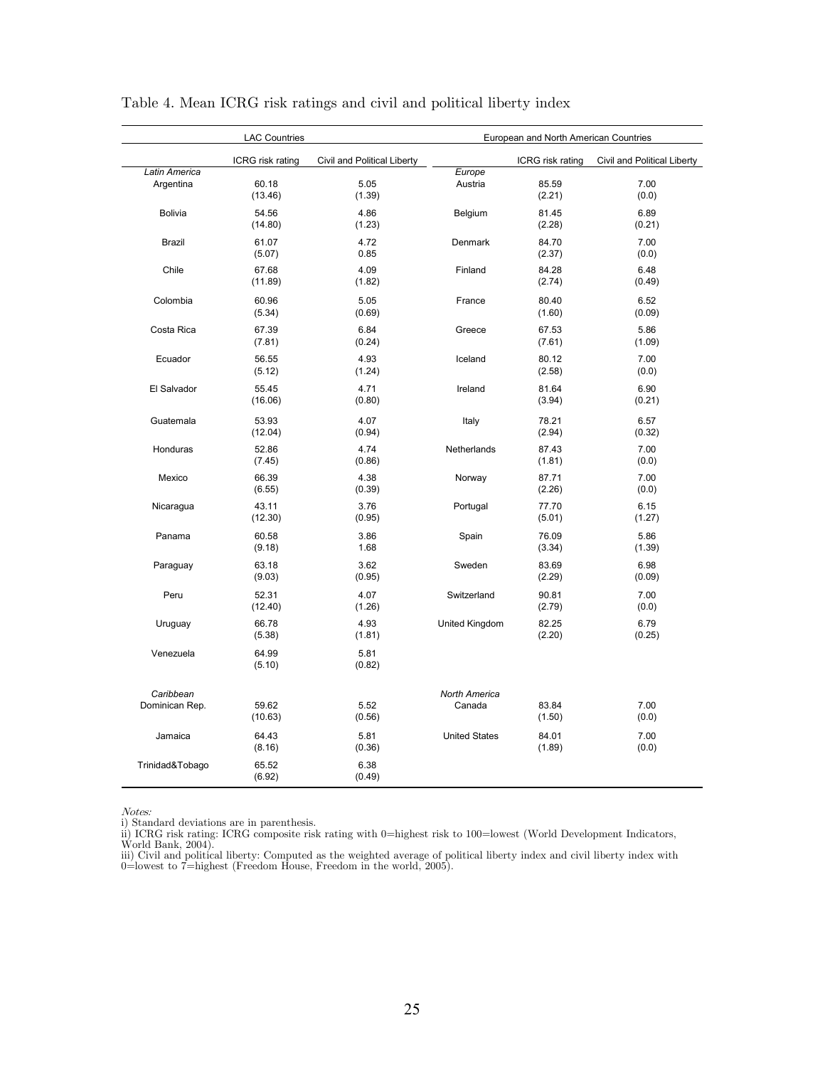Table 4. Mean ICRG risk ratings and civil and political liberty index

| LAC Countries | | | European and North American Countries | | |
|---|---|---|---|---|---|
| | ICRG risk rating | Civil and Political Liberty | | ICRG risk rating | Civil and Political Liberty |
| *Latin America* | | | *Europe* | | |
| Argentina | 60.18 | 5.05 | Austria | 85.59 | 7.00 |
| | (13.46) | (1.39) | | (2.21) | (0.0) |
| Bolivia | 54.56 | 4.86 | Belgium | 81.45 | 6.89 |
| | (14.80) | (1.23) | | (2.28) | (0.21) |
| Brazil | 61.07 | 4.72 | Denmark | 84.70 | 7.00 |
| | (5.07) | 0.85 | | (2.37) | (0.0) |
| Chile | 67.68 | 4.09 | Finland | 84.28 | 6.48 |
| | (11.89) | (1.82) | | (2.74) | (0.49) |
| Colombia | 60.96 | 5.05 | France | 80.40 | 6.52 |
| | (5.34) | (0.69) | | (1.60) | (0.09) |
| Costa Rica | 67.39 | 6.84 | Greece | 67.53 | 5.86 |
| | (7.81) | (0.24) | | (7.61) | (1.09) |
| Ecuador | 56.55 | 4.93 | Iceland | 80.12 | 7.00 |
| | (5.12) | (1.24) | | (2.58) | (0.0) |
| El Salvador | 55.45 | 4.71 | Ireland | 81.64 | 6.90 |
| | (16.06) | (0.80) | | (3.94) | (0.21) |
| Guatemala | 53.93 | 4.07 | Italy | 78.21 | 6.57 |
| | (12.04) | (0.94) | | (2.94) | (0.32) |
| Honduras | 52.86 | 4.74 | Netherlands | 87.43 | 7.00 |
| | (7.45) | (0.86) | | (1.81) | (0.0) |
| Mexico | 66.39 | 4.38 | Norway | 87.71 | 7.00 |
| | (6.55) | (0.39) | | (2.26) | (0.0) |
| Nicaragua | 43.11 | 3.76 | Portugal | 77.70 | 6.15 |
| | (12.30) | (0.95) | | (5.01) | (1.27) |
| Panama | 60.58 | 3.86 | Spain | 76.09 | 5.86 |
| | (9.18) | 1.68 | | (3.34) | (1.39) |
| Paraguay | 63.18 | 3.62 | Sweden | 83.69 | 6.98 |
| | (9.03) | (0.95) | | (2.29) | (0.09) |
| Peru | 52.31 | 4.07 | Switzerland | 90.81 | 7.00 |
| | (12.40) | (1.26) | | (2.79) | (0.0) |
| Uruguay | 66.78 | 4.93 | United Kingdom | 82.25 | 6.79 |
| | (5.38) | (1.81) | | (2.20) | (0.25) |
| Venezuela | 64.99 | 5.81 | | | |
| | (5.10) | (0.82) | | | |
| *Caribbean* | | | *North America* | | |
| Dominican Rep. | 59.62 | 5.52 | Canada | 83.84 | 7.00 |
| | (10.63) | (0.56) | | (1.50) | (0.0) |
| Jamaica | 64.43 | 5.81 | United States | 84.01 | 7.00 |
| | (8.16) | (0.36) | | (1.89) | (0.0) |
| Trinidad&Tobago | 65.52 | 6.38 | | | |
| | (6.92) | (0.49) | | | |

*Notes:*
i) Standard deviations are in parenthesis.
ii) ICRG risk rating: ICRG composite risk rating with 0=highest risk to 100=lowest (World Development Indicators, World Bank, 2004).
iii) Civil and political liberty: Computed as the weighted average of political liberty index and civil liberty index with 0=lowest to 7=highest (Freedom House, Freedom in the world, 2005).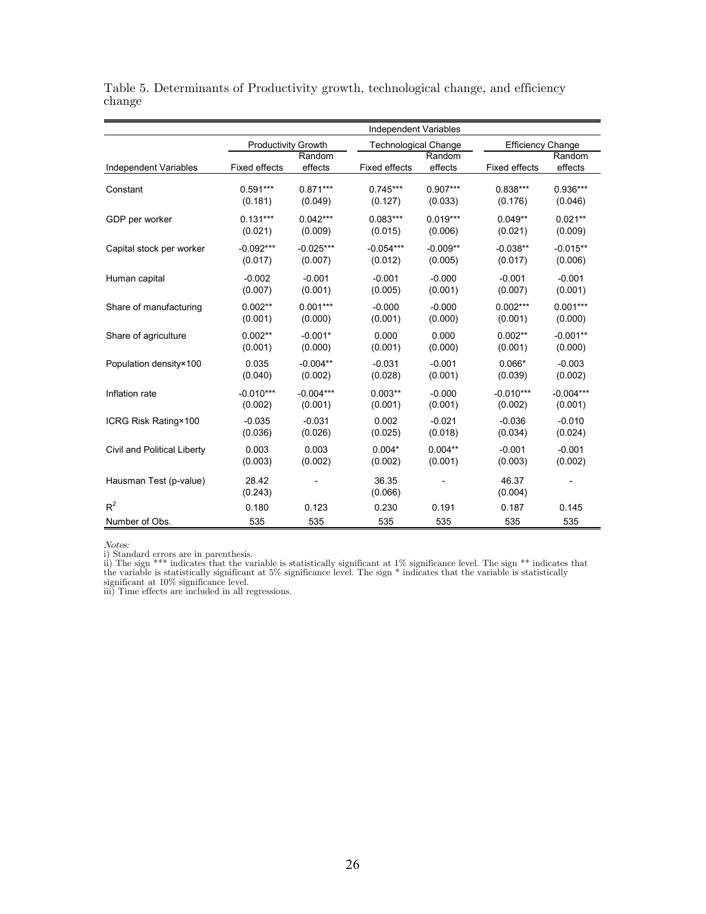Table 5. Determinants of Productivity growth, technological change, and efficiency change

| | Independent Variables | | | | | |
|---|---|---|---|---|---|---|
| | Productivity Growth | | Technological Change | | Efficiency Change | |
| Independent Variables | Fixed effects | Random effects | Fixed effects | Random effects | Fixed effects | Random effects |
| Constant | 0.591*** | 0.871*** | 0.745*** | 0.907*** | 0.838*** | 0.936*** |
| | (0.181) | (0.049) | (0.127) | (0.033) | (0.176) | (0.046) |
| GDP per worker | 0.131*** | 0.042*** | 0.083*** | 0.019*** | 0.049** | 0.021** |
| | (0.021) | (0.009) | (0.015) | (0.006) | (0.021) | (0.009) |
| Capital stock per worker | -0.092*** | -0.025*** | -0.054*** | -0.009** | -0.038** | -0.015** |
| | (0.017) | (0.007) | (0.012) | (0.005) | (0.017) | (0.006) |
| Human capital | -0.002 | -0.001 | -0.001 | -0.000 | -0.001 | -0.001 |
| | (0.007) | (0.001) | (0.005) | (0.001) | (0.007) | (0.001) |
| Share of manufacturing | 0.002** | 0.001*** | -0.000 | -0.000 | 0.002*** | 0.001*** |
| | (0.001) | (0.000) | (0.001) | (0.000) | (0.001) | (0.000) |
| Share of agriculture | 0.002** | -0.001* | 0.000 | 0.000 | 0.002** | -0.001** |
| | (0.001) | (0.000) | (0.001) | (0.000) | (0.001) | (0.000) |
| Population density×100 | 0.035 | -0.004** | -0.031 | -0.001 | 0.066* | -0.003 |
| | (0.040) | (0.002) | (0.028) | (0.001) | (0.039) | (0.002) |
| Inflation rate | -0.010*** | -0.004*** | 0.003** | -0.000 | -0.010*** | -0.004*** |
| | (0.002) | (0.001) | (0.001) | (0.001) | (0.002) | (0.001) |
| ICRG Risk Rating×100 | -0.035 | -0.031 | 0.002 | -0.021 | -0.036 | -0.010 |
| | (0.036) | (0.026) | (0.025) | (0.018) | (0.034) | (0.024) |
| Civil and Political Liberty | 0.003 | 0.003 | 0.004* | 0.004** | -0.001 | -0.001 |
| | (0.003) | (0.002) | (0.002) | (0.001) | (0.003) | (0.002) |
| Hausman Test (p-value) | 28.42 | - | 36.35 | - | 46.37 | - |
| | (0.243) | | (0.066) | | (0.004) | |
| $R^2$ | 0.180 | 0.123 | 0.230 | 0.191 | 0.187 | 0.145 |
| Number of Obs. | 535 | 535 | 535 | 535 | 535 | 535 |

*Notes:*
i) Standard errors are in parenthesis.
ii) The sign *** indicates that the variable is statistically significant at 1% significance level. The sign ** indicates that the variable is statistically significant at 5% significance level. The sign * indicates that the variable is statistically significant at 10% significance level.
iii) Time effects are included in all regressions.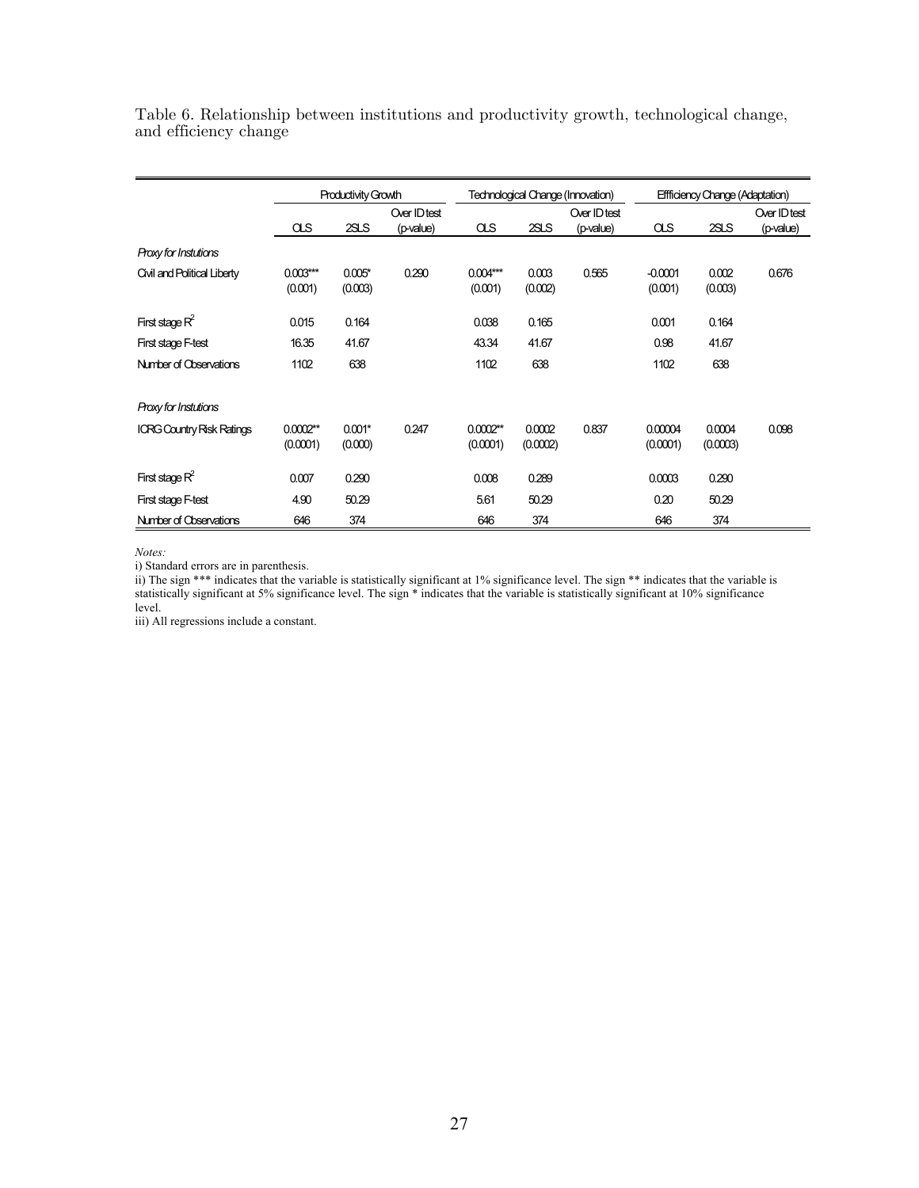Table 6. Relationship between institutions and productivity growth, technological change, and efficiency change

| | Productivity Growth | | | Technological Change (Innovation) | | | Effficiency Change (Adaptation) | | |
|---|---|---|---|---|---|---|---|---|---|
| | OLS | 2SLS | Over ID test (p-value) | OLS | 2SLS | Over ID test (p-value) | OLS | 2SLS | Over ID test (p-value) |
| *Proxy for Instutions* | | | | | | | | | |
| Civil and Political Liberty | 0.003*** (0.001) | 0.005* (0.003) | 0.290 | 0.004*** (0.001) | 0.003 (0.002) | 0.565 | -0.0001 (0.001) | 0.002 (0.003) | 0.676 |
| First stage $R^2$ | 0.015 | 0.164 | | 0.038 | 0.165 | | 0.001 | 0.164 | |
| First stage F-test | 16.35 | 41.67 | | 43.34 | 41.67 | | 0.98 | 41.67 | |
| Number of Observations | 1102 | 638 | | 1102 | 638 | | 1102 | 638 | |
| *Proxy for Instutions* | | | | | | | | | |
| ICRG Country Risk Ratings | 0.0002** (0.0001) | 0.001* (0.000) | 0.247 | 0.0002** (0.0001) | 0.0002 (0.0002) | 0.837 | 0.00004 (0.0001) | 0.0004 (0.0003) | 0.098 |
| First stage $R^2$ | 0.007 | 0.290 | | 0.008 | 0.289 | | 0.0003 | 0.290 | |
| First stage F-test | 4.90 | 50.29 | | 5.61 | 50.29 | | 0.20 | 50.29 | |
| Number of Observations | 646 | 374 | | 646 | 374 | | 646 | 374 | |

*Notes:*

i) Standard errors are in parenthesis.

ii) The sign *** indicates that the variable is statistically significant at 1% significance level. The sign ** indicates that the variable is statistically significant at 5% significance level. The sign * indicates that the variable is statistically significant at 10% significance level.

iii) All regressions include a constant.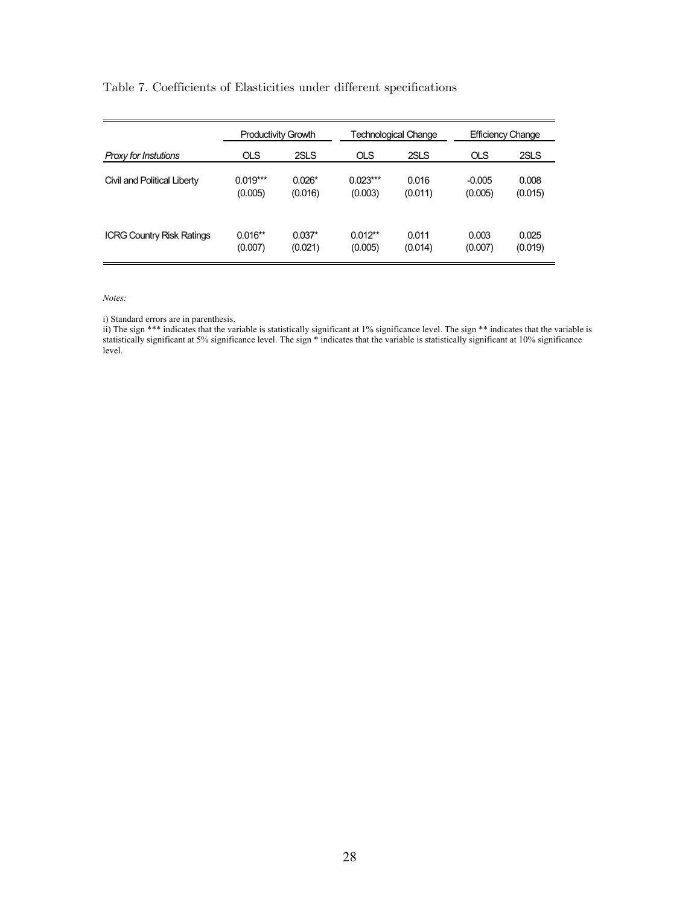Table 7. Coefficients of Elasticities under different specifications

| | Productivity Growth | | Technological Change | | Efficiency Change | |
|---|---|---|---|---|---|---|
| *Proxy for Instutions* | OLS | 2SLS | OLS | 2SLS | OLS | 2SLS |
| Civil and Political Liberty | 0.019*** | 0.026* | 0.023*** | 0.016 | -0.005 | 0.008 |
| | (0.005) | (0.016) | (0.003) | (0.011) | (0.005) | (0.015) |
| ICRG Country Risk Ratings | 0.016** | 0.037* | 0.012** | 0.011 | 0.003 | 0.025 |
| | (0.007) | (0.021) | (0.005) | (0.014) | (0.007) | (0.019) |

*Notes:*

i) Standard errors are in parenthesis.
ii) The sign *** indicates that the variable is statistically significant at 1% significance level. The sign ** indicates that the variable is statistically significant at 5% significance level. The sign * indicates that the variable is statistically significant at 10% significance level.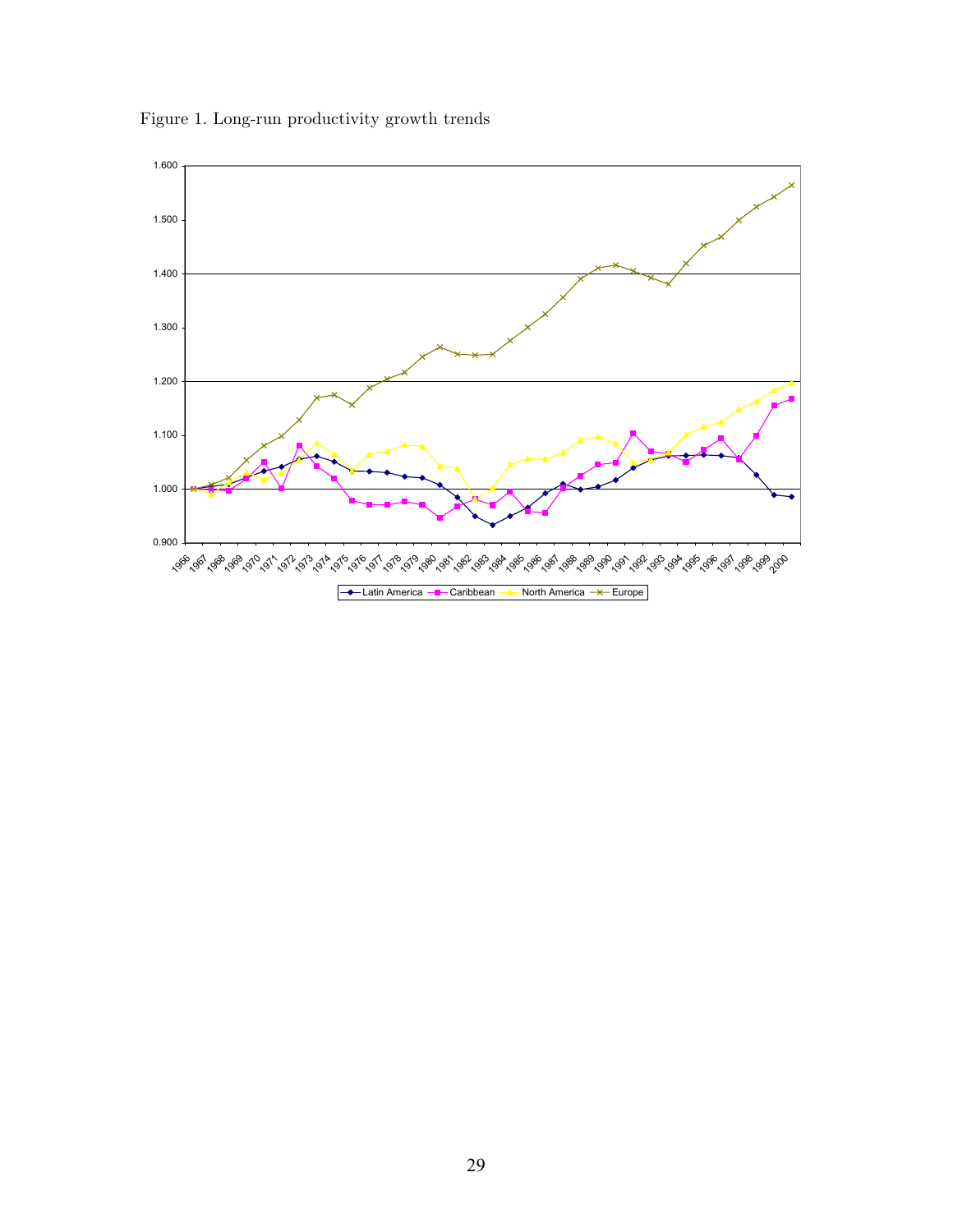Figure 1. Long-run productivity growth trends

1.600
1.500
1.400
1.300
1.200
1.100
1.000
0.900

1966 1967 1968 1969 1970 1971 1972 1973 1974 1975 1976 1977 1978 1979 1980 1981 1982 1983 1984 1985 1986 1987 1988 1989 1990 1991 1992 1993 1994 1995 1996 1997 1998 1999 2000

Latin America, Caribbean, North America, Europe